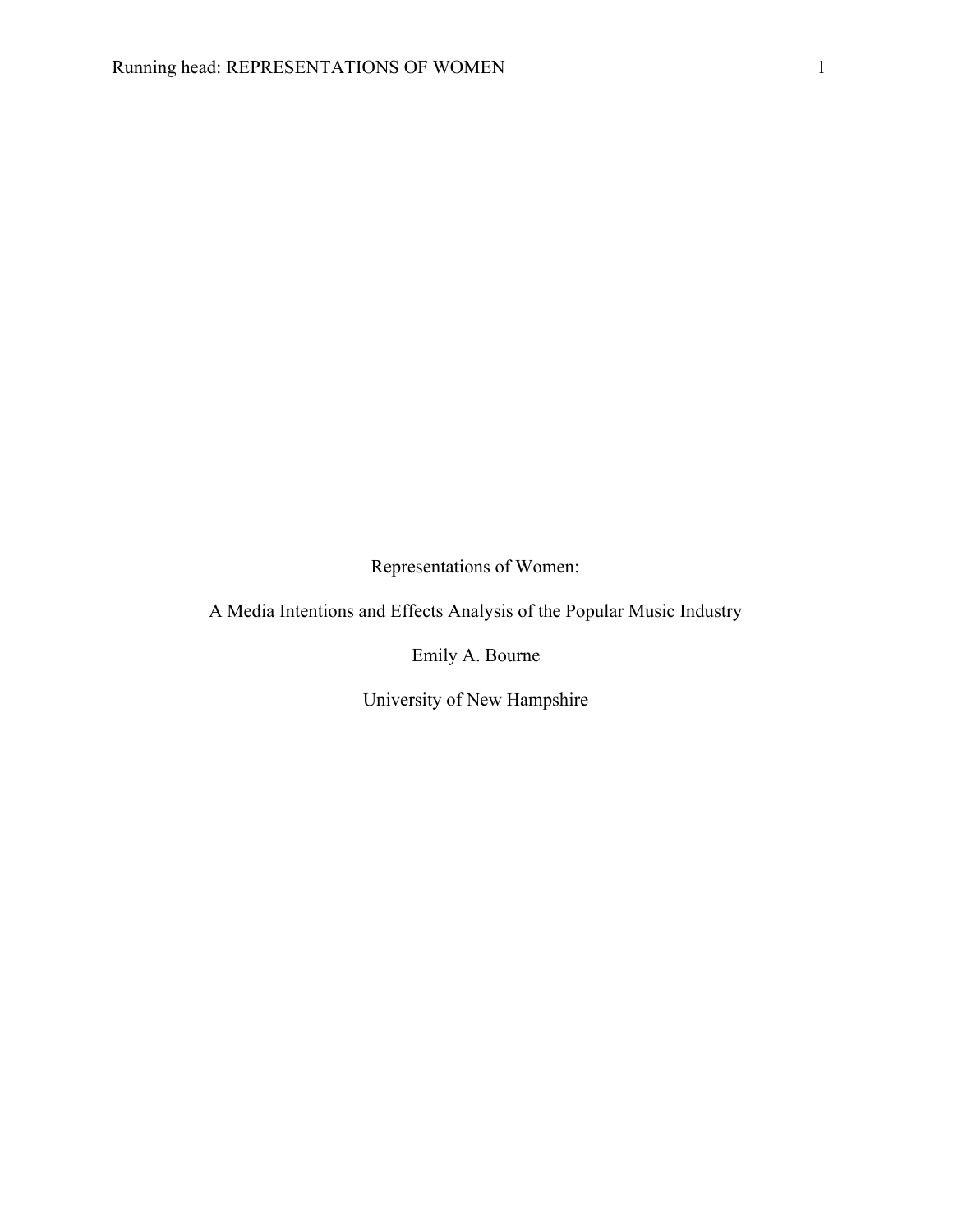Representations of Women:

A Media Intentions and Effects Analysis of the Popular Music Industry

Emily A. Bourne

University of New Hampshire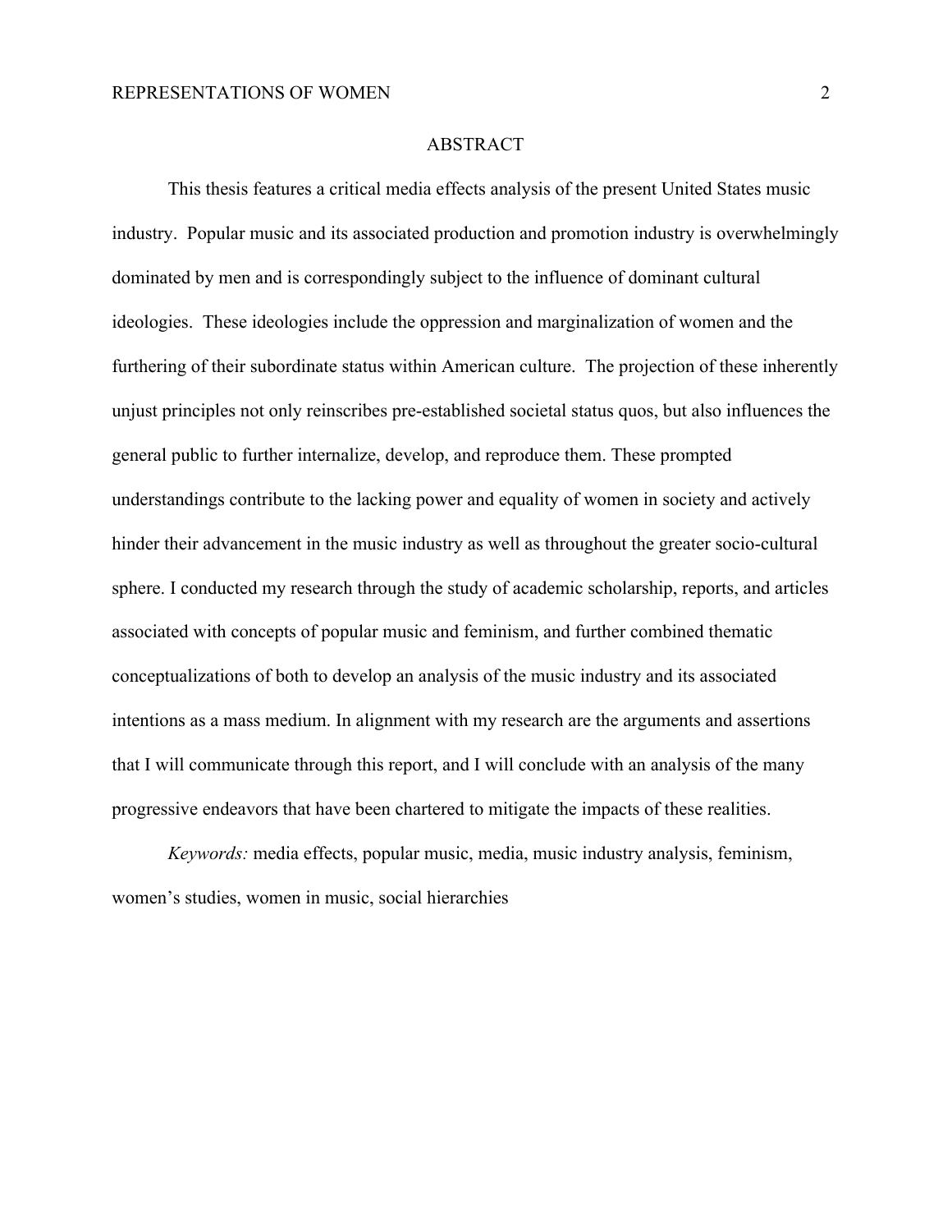# ABSTRACT

This thesis features a critical media effects analysis of the present United States music industry. Popular music and its associated production and promotion industry is overwhelmingly dominated by men and is correspondingly subject to the influence of dominant cultural ideologies. These ideologies include the oppression and marginalization of women and the furthering of their subordinate status within American culture. The projection of these inherently unjust principles not only reinscribes pre-established societal status quos, but also influences the general public to further internalize, develop, and reproduce them. These prompted understandings contribute to the lacking power and equality of women in society and actively hinder their advancement in the music industry as well as throughout the greater socio-cultural sphere. I conducted my research through the study of academic scholarship, reports, and articles associated with concepts of popular music and feminism, and further combined thematic conceptualizations of both to develop an analysis of the music industry and its associated intentions as a mass medium. In alignment with my research are the arguments and assertions that I will communicate through this report, and I will conclude with an analysis of the many progressive endeavors that have been chartered to mitigate the impacts of these realities.

*Keywords:* media effects, popular music, media, music industry analysis, feminism, women's studies, women in music, social hierarchies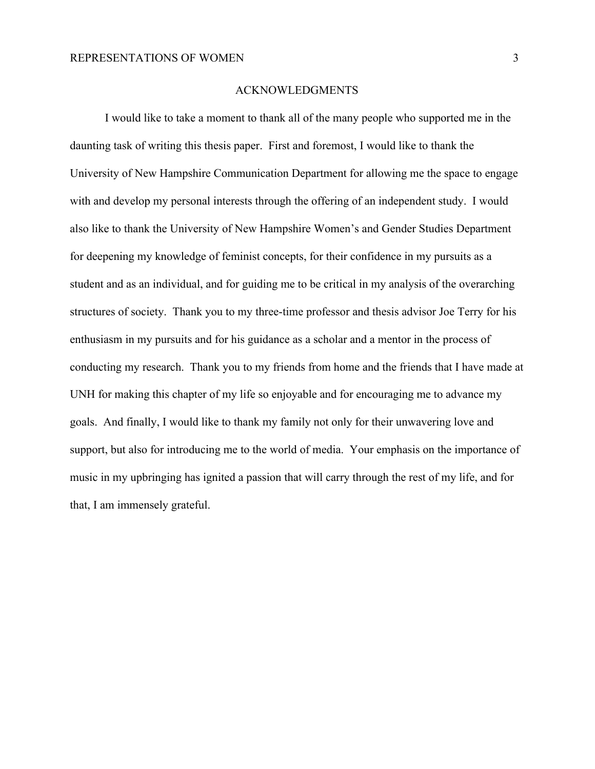# ACKNOWLEDGMENTS

I would like to take a moment to thank all of the many people who supported me in the daunting task of writing this thesis paper. First and foremost, I would like to thank the University of New Hampshire Communication Department for allowing me the space to engage with and develop my personal interests through the offering of an independent study. I would also like to thank the University of New Hampshire Women's and Gender Studies Department for deepening my knowledge of feminist concepts, for their confidence in my pursuits as a student and as an individual, and for guiding me to be critical in my analysis of the overarching structures of society. Thank you to my three-time professor and thesis advisor Joe Terry for his enthusiasm in my pursuits and for his guidance as a scholar and a mentor in the process of conducting my research. Thank you to my friends from home and the friends that I have made at UNH for making this chapter of my life so enjoyable and for encouraging me to advance my goals. And finally, I would like to thank my family not only for their unwavering love and support, but also for introducing me to the world of media. Your emphasis on the importance of music in my upbringing has ignited a passion that will carry through the rest of my life, and for that, I am immensely grateful.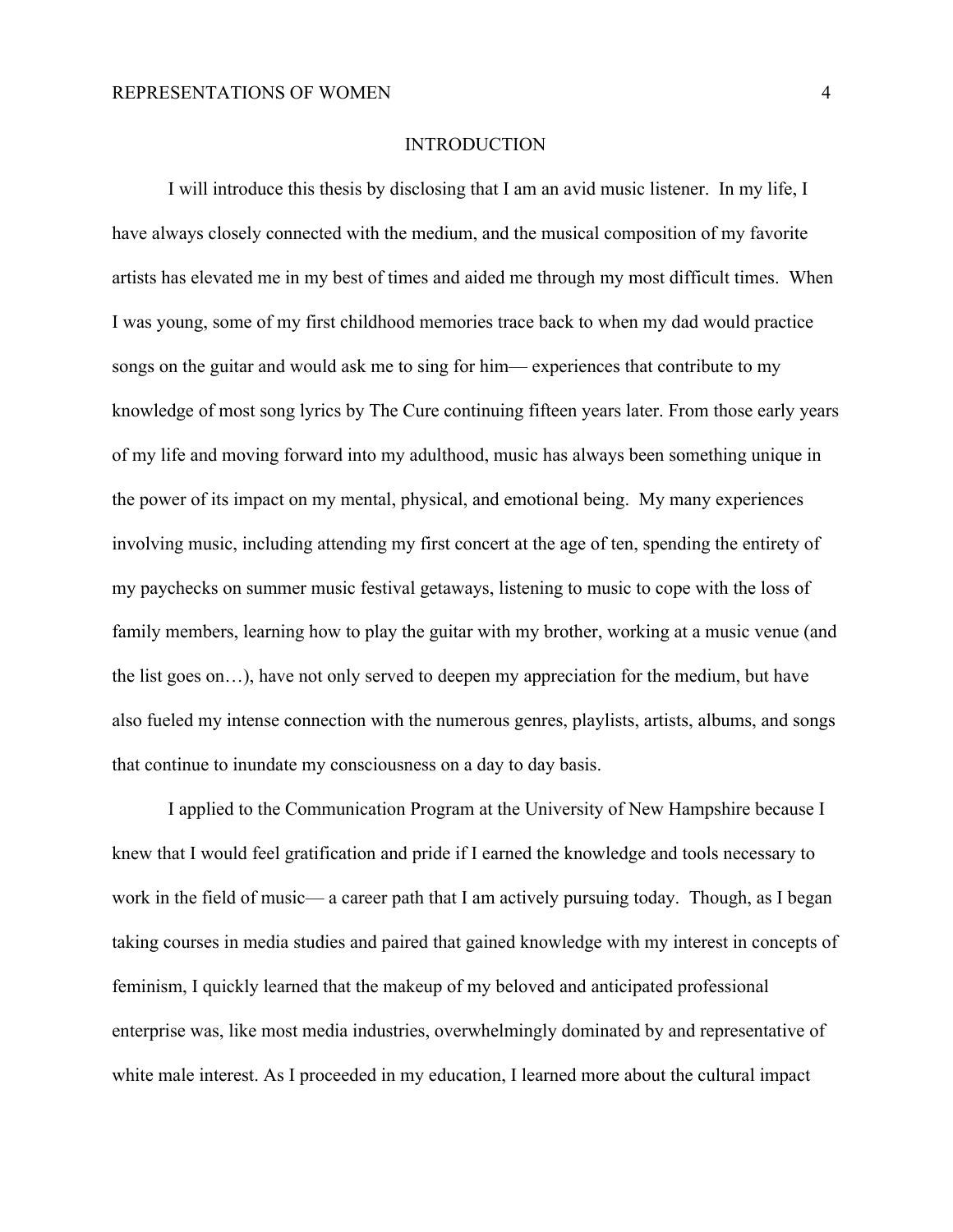# INTRODUCTION

I will introduce this thesis by disclosing that I am an avid music listener. In my life, I have always closely connected with the medium, and the musical composition of my favorite artists has elevated me in my best of times and aided me through my most difficult times. When I was young, some of my first childhood memories trace back to when my dad would practice songs on the guitar and would ask me to sing for him— experiences that contribute to my knowledge of most song lyrics by The Cure continuing fifteen years later. From those early years of my life and moving forward into my adulthood, music has always been something unique in the power of its impact on my mental, physical, and emotional being. My many experiences involving music, including attending my first concert at the age of ten, spending the entirety of my paychecks on summer music festival getaways, listening to music to cope with the loss of family members, learning how to play the guitar with my brother, working at a music venue (and the list goes on…), have not only served to deepen my appreciation for the medium, but have also fueled my intense connection with the numerous genres, playlists, artists, albums, and songs that continue to inundate my consciousness on a day to day basis.

I applied to the Communication Program at the University of New Hampshire because I knew that I would feel gratification and pride if I earned the knowledge and tools necessary to work in the field of music— a career path that I am actively pursuing today. Though, as I began taking courses in media studies and paired that gained knowledge with my interest in concepts of feminism, I quickly learned that the makeup of my beloved and anticipated professional enterprise was, like most media industries, overwhelmingly dominated by and representative of white male interest. As I proceeded in my education, I learned more about the cultural impact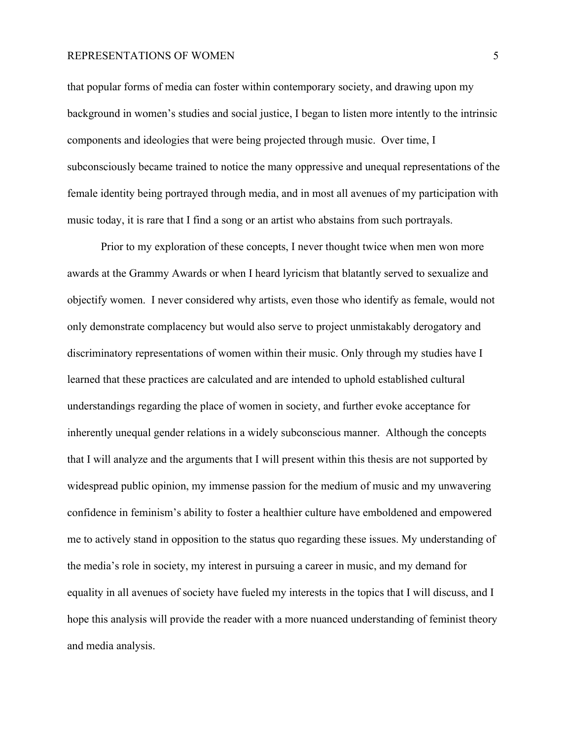that popular forms of media can foster within contemporary society, and drawing upon my background in women's studies and social justice, I began to listen more intently to the intrinsic components and ideologies that were being projected through music. Over time, I subconsciously became trained to notice the many oppressive and unequal representations of the female identity being portrayed through media, and in most all avenues of my participation with music today, it is rare that I find a song or an artist who abstains from such portrayals.

Prior to my exploration of these concepts, I never thought twice when men won more awards at the Grammy Awards or when I heard lyricism that blatantly served to sexualize and objectify women. I never considered why artists, even those who identify as female, would not only demonstrate complacency but would also serve to project unmistakably derogatory and discriminatory representations of women within their music. Only through my studies have I learned that these practices are calculated and are intended to uphold established cultural understandings regarding the place of women in society, and further evoke acceptance for inherently unequal gender relations in a widely subconscious manner. Although the concepts that I will analyze and the arguments that I will present within this thesis are not supported by widespread public opinion, my immense passion for the medium of music and my unwavering confidence in feminism's ability to foster a healthier culture have emboldened and empowered me to actively stand in opposition to the status quo regarding these issues. My understanding of the media's role in society, my interest in pursuing a career in music, and my demand for equality in all avenues of society have fueled my interests in the topics that I will discuss, and I hope this analysis will provide the reader with a more nuanced understanding of feminist theory and media analysis.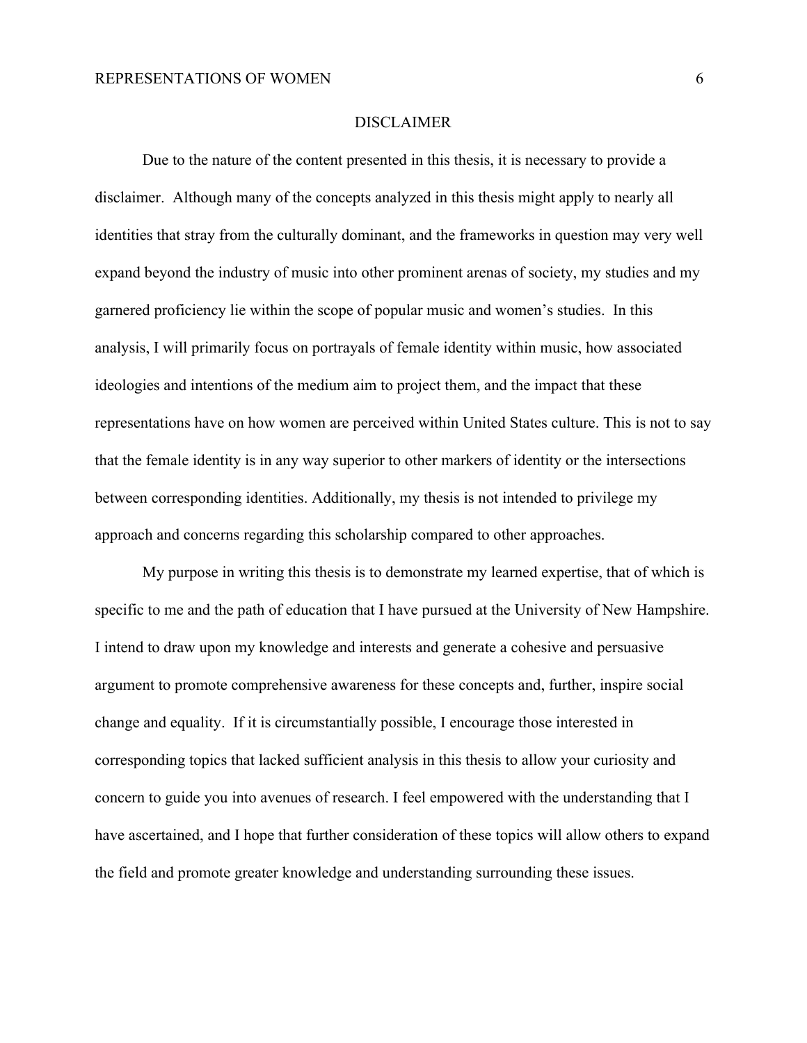## DISCLAIMER

Due to the nature of the content presented in this thesis, it is necessary to provide a disclaimer. Although many of the concepts analyzed in this thesis might apply to nearly all identities that stray from the culturally dominant, and the frameworks in question may very well expand beyond the industry of music into other prominent arenas of society, my studies and my garnered proficiency lie within the scope of popular music and women's studies. In this analysis, I will primarily focus on portrayals of female identity within music, how associated ideologies and intentions of the medium aim to project them, and the impact that these representations have on how women are perceived within United States culture. This is not to say that the female identity is in any way superior to other markers of identity or the intersections between corresponding identities. Additionally, my thesis is not intended to privilege my approach and concerns regarding this scholarship compared to other approaches.

My purpose in writing this thesis is to demonstrate my learned expertise, that of which is specific to me and the path of education that I have pursued at the University of New Hampshire. I intend to draw upon my knowledge and interests and generate a cohesive and persuasive argument to promote comprehensive awareness for these concepts and, further, inspire social change and equality. If it is circumstantially possible, I encourage those interested in corresponding topics that lacked sufficient analysis in this thesis to allow your curiosity and concern to guide you into avenues of research. I feel empowered with the understanding that I have ascertained, and I hope that further consideration of these topics will allow others to expand the field and promote greater knowledge and understanding surrounding these issues.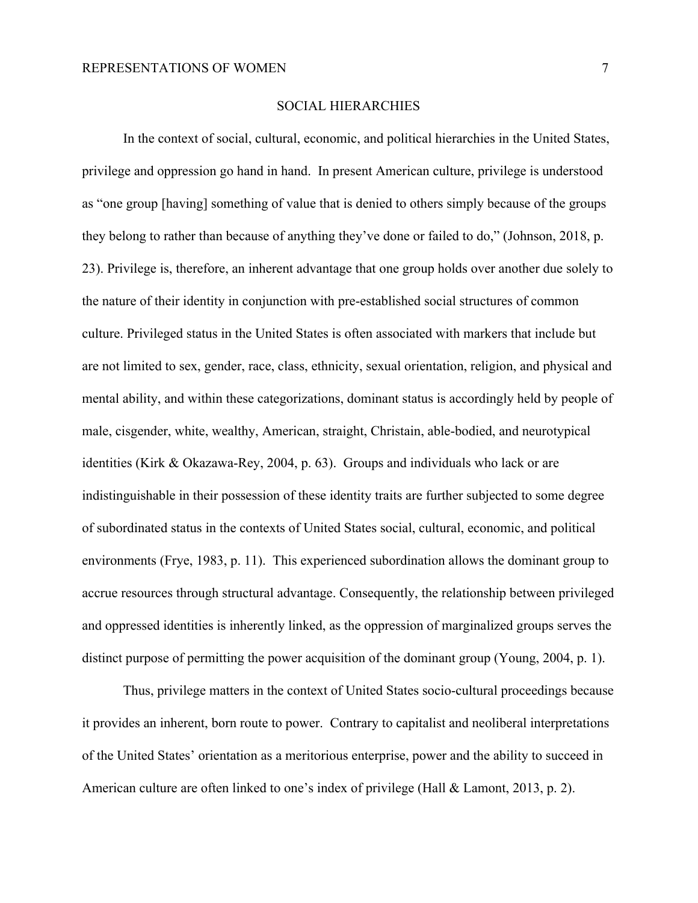## SOCIAL HIERARCHIES

In the context of social, cultural, economic, and political hierarchies in the United States, privilege and oppression go hand in hand. In present American culture, privilege is understood as "one group [having] something of value that is denied to others simply because of the groups they belong to rather than because of anything they've done or failed to do," (Johnson, 2018, p. 23). Privilege is, therefore, an inherent advantage that one group holds over another due solely to the nature of their identity in conjunction with pre-established social structures of common culture. Privileged status in the United States is often associated with markers that include but are not limited to sex, gender, race, class, ethnicity, sexual orientation, religion, and physical and mental ability, and within these categorizations, dominant status is accordingly held by people of male, cisgender, white, wealthy, American, straight, Christain, able-bodied, and neurotypical identities (Kirk & Okazawa-Rey, 2004, p. 63). Groups and individuals who lack or are indistinguishable in their possession of these identity traits are further subjected to some degree of subordinated status in the contexts of United States social, cultural, economic, and political environments (Frye, 1983, p. 11). This experienced subordination allows the dominant group to accrue resources through structural advantage. Consequently, the relationship between privileged and oppressed identities is inherently linked, as the oppression of marginalized groups serves the distinct purpose of permitting the power acquisition of the dominant group (Young, 2004, p. 1).

Thus, privilege matters in the context of United States socio-cultural proceedings because it provides an inherent, born route to power. Contrary to capitalist and neoliberal interpretations of the United States' orientation as a meritorious enterprise, power and the ability to succeed in American culture are often linked to one's index of privilege (Hall & Lamont, 2013, p. 2).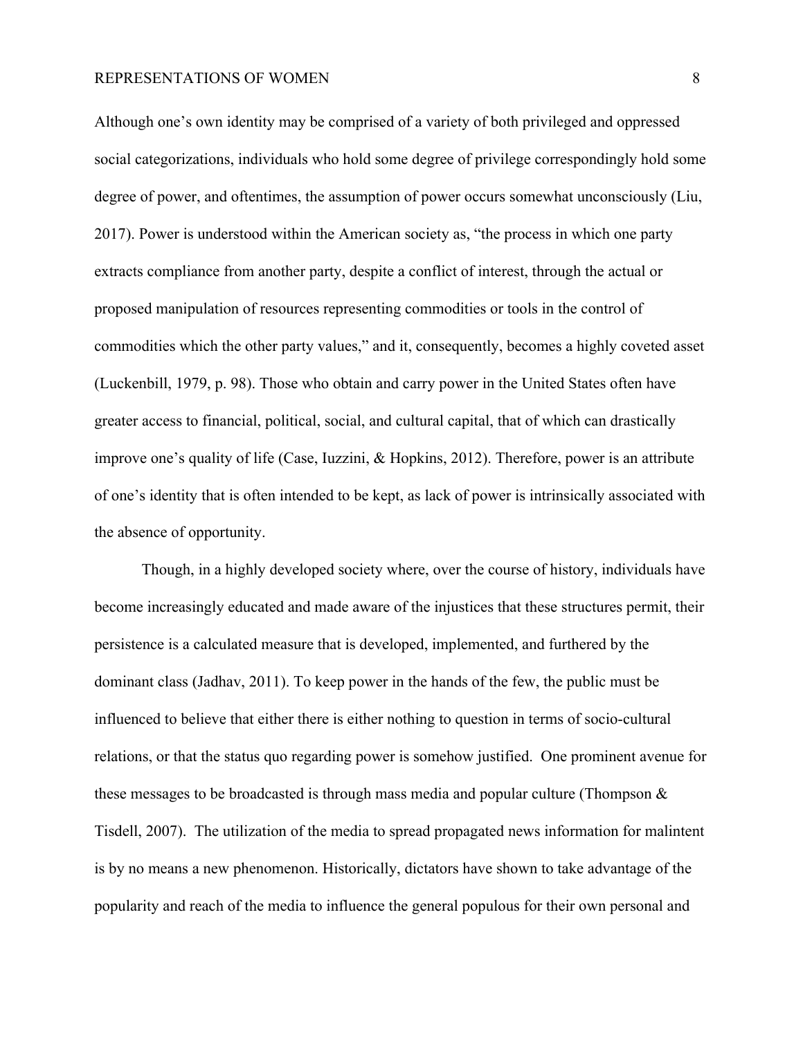Although one's own identity may be comprised of a variety of both privileged and oppressed social categorizations, individuals who hold some degree of privilege correspondingly hold some degree of power, and oftentimes, the assumption of power occurs somewhat unconsciously (Liu, 2017). Power is understood within the American society as, "the process in which one party extracts compliance from another party, despite a conflict of interest, through the actual or proposed manipulation of resources representing commodities or tools in the control of commodities which the other party values," and it, consequently, becomes a highly coveted asset (Luckenbill, 1979, p. 98). Those who obtain and carry power in the United States often have greater access to financial, political, social, and cultural capital, that of which can drastically improve one's quality of life (Case, Iuzzini, & Hopkins, 2012). Therefore, power is an attribute of one's identity that is often intended to be kept, as lack of power is intrinsically associated with the absence of opportunity.

Though, in a highly developed society where, over the course of history, individuals have become increasingly educated and made aware of the injustices that these structures permit, their persistence is a calculated measure that is developed, implemented, and furthered by the dominant class (Jadhav, 2011). To keep power in the hands of the few, the public must be influenced to believe that either there is either nothing to question in terms of socio-cultural relations, or that the status quo regarding power is somehow justified. One prominent avenue for these messages to be broadcasted is through mass media and popular culture (Thompson & Tisdell, 2007). The utilization of the media to spread propagated news information for malintent is by no means a new phenomenon. Historically, dictators have shown to take advantage of the popularity and reach of the media to influence the general populous for their own personal and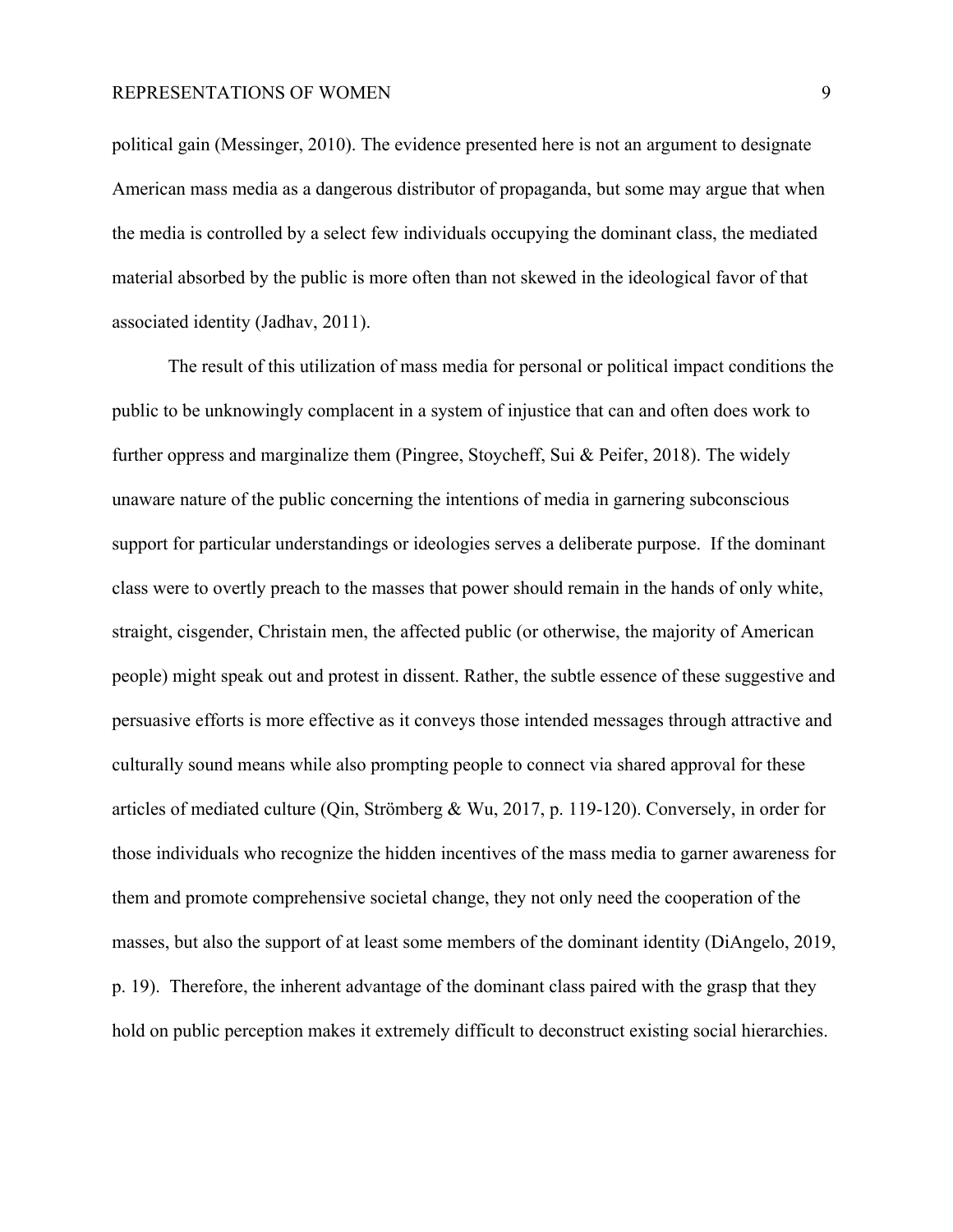political gain (Messinger, 2010). The evidence presented here is not an argument to designate American mass media as a dangerous distributor of propaganda, but some may argue that when the media is controlled by a select few individuals occupying the dominant class, the mediated material absorbed by the public is more often than not skewed in the ideological favor of that associated identity (Jadhav, 2011).

The result of this utilization of mass media for personal or political impact conditions the public to be unknowingly complacent in a system of injustice that can and often does work to further oppress and marginalize them (Pingree, Stoycheff, Sui & Peifer, 2018). The widely unaware nature of the public concerning the intentions of media in garnering subconscious support for particular understandings or ideologies serves a deliberate purpose.  If the dominant class were to overtly preach to the masses that power should remain in the hands of only white, straight, cisgender, Christain men, the affected public (or otherwise, the majority of American people) might speak out and protest in dissent. Rather, the subtle essence of these suggestive and persuasive efforts is more effective as it conveys those intended messages through attractive and culturally sound means while also prompting people to connect via shared approval for these articles of mediated culture (Qin, Strömberg & Wu, 2017, p. 119-120). Conversely, in order for those individuals who recognize the hidden incentives of the mass media to garner awareness for them and promote comprehensive societal change, they not only need the cooperation of the masses, but also the support of at least some members of the dominant identity (DiAngelo, 2019, p. 19).  Therefore, the inherent advantage of the dominant class paired with the grasp that they hold on public perception makes it extremely difficult to deconstruct existing social hierarchies.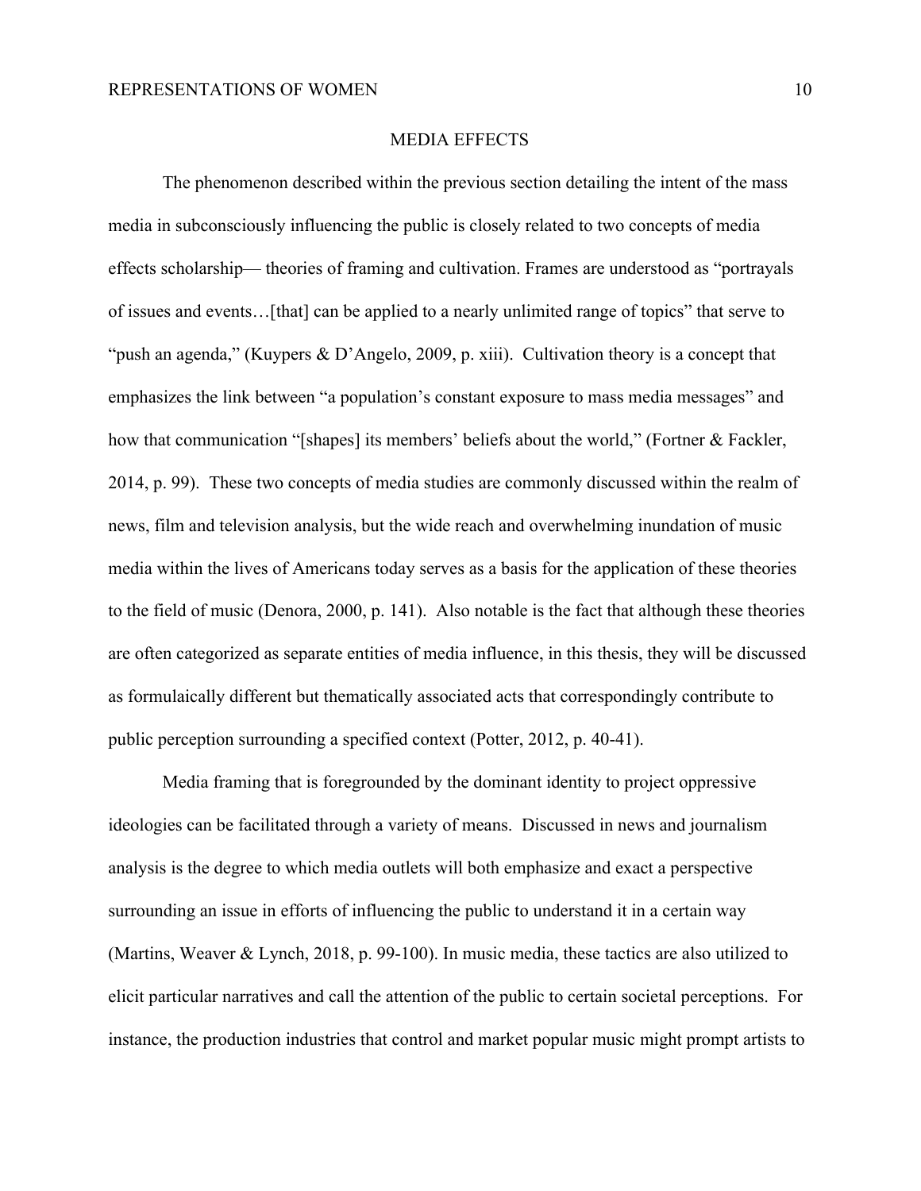## MEDIA EFFECTS

The phenomenon described within the previous section detailing the intent of the mass media in subconsciously influencing the public is closely related to two concepts of media effects scholarship— theories of framing and cultivation. Frames are understood as "portrayals of issues and events…[that] can be applied to a nearly unlimited range of topics" that serve to "push an agenda," (Kuypers & D'Angelo, 2009, p. xiii). Cultivation theory is a concept that emphasizes the link between "a population's constant exposure to mass media messages" and how that communication "[shapes] its members' beliefs about the world," (Fortner & Fackler, 2014, p. 99). These two concepts of media studies are commonly discussed within the realm of news, film and television analysis, but the wide reach and overwhelming inundation of music media within the lives of Americans today serves as a basis for the application of these theories to the field of music (Denora, 2000, p. 141). Also notable is the fact that although these theories are often categorized as separate entities of media influence, in this thesis, they will be discussed as formulaically different but thematically associated acts that correspondingly contribute to public perception surrounding a specified context (Potter, 2012, p. 40-41).

Media framing that is foregrounded by the dominant identity to project oppressive ideologies can be facilitated through a variety of means. Discussed in news and journalism analysis is the degree to which media outlets will both emphasize and exact a perspective surrounding an issue in efforts of influencing the public to understand it in a certain way (Martins, Weaver & Lynch, 2018, p. 99-100). In music media, these tactics are also utilized to elicit particular narratives and call the attention of the public to certain societal perceptions. For instance, the production industries that control and market popular music might prompt artists to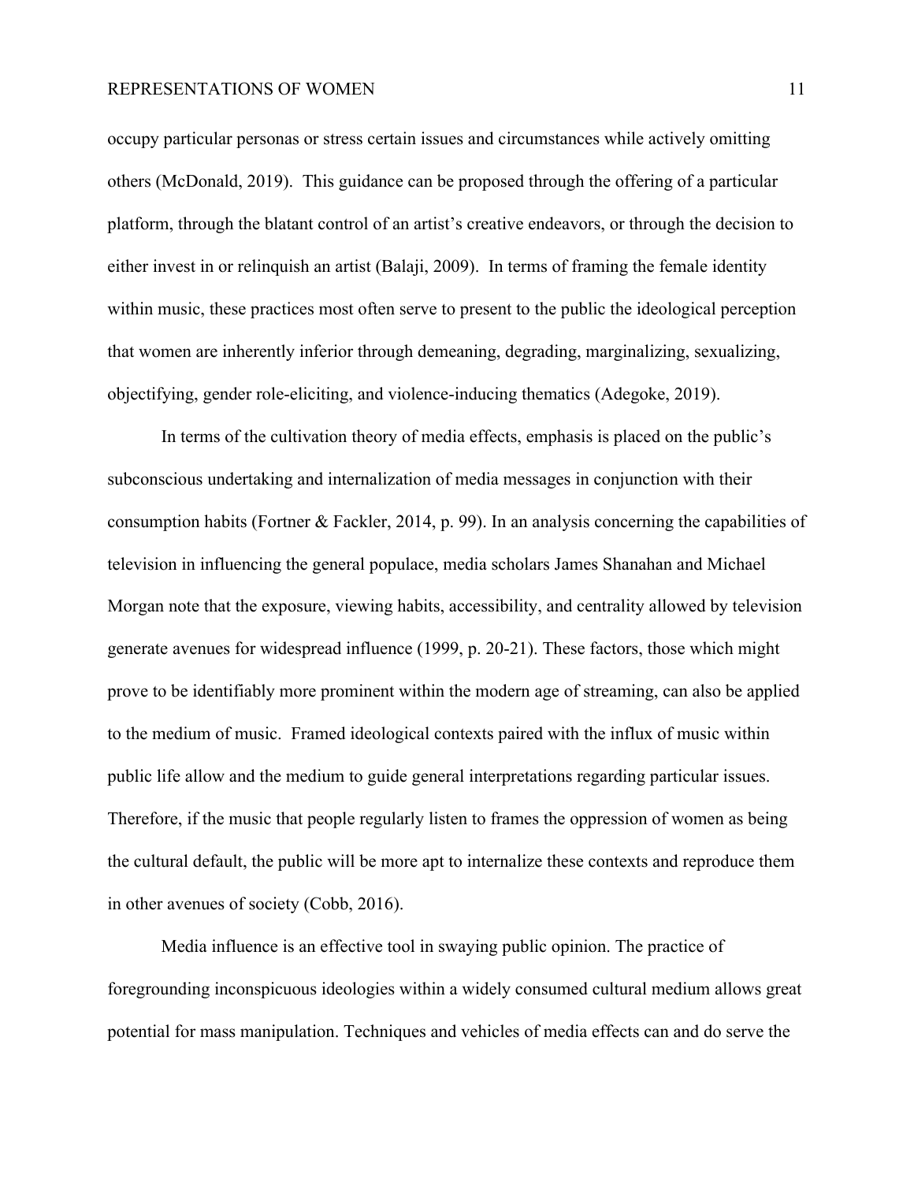occupy particular personas or stress certain issues and circumstances while actively omitting others (McDonald, 2019). This guidance can be proposed through the offering of a particular platform, through the blatant control of an artist's creative endeavors, or through the decision to either invest in or relinquish an artist (Balaji, 2009). In terms of framing the female identity within music, these practices most often serve to present to the public the ideological perception that women are inherently inferior through demeaning, degrading, marginalizing, sexualizing, objectifying, gender role-eliciting, and violence-inducing thematics (Adegoke, 2019).

In terms of the cultivation theory of media effects, emphasis is placed on the public's subconscious undertaking and internalization of media messages in conjunction with their consumption habits (Fortner & Fackler, 2014, p. 99). In an analysis concerning the capabilities of television in influencing the general populace, media scholars James Shanahan and Michael Morgan note that the exposure, viewing habits, accessibility, and centrality allowed by television generate avenues for widespread influence (1999, p. 20-21). These factors, those which might prove to be identifiably more prominent within the modern age of streaming, can also be applied to the medium of music. Framed ideological contexts paired with the influx of music within public life allow and the medium to guide general interpretations regarding particular issues. Therefore, if the music that people regularly listen to frames the oppression of women as being the cultural default, the public will be more apt to internalize these contexts and reproduce them in other avenues of society (Cobb, 2016).

Media influence is an effective tool in swaying public opinion. The practice of foregrounding inconspicuous ideologies within a widely consumed cultural medium allows great potential for mass manipulation. Techniques and vehicles of media effects can and do serve the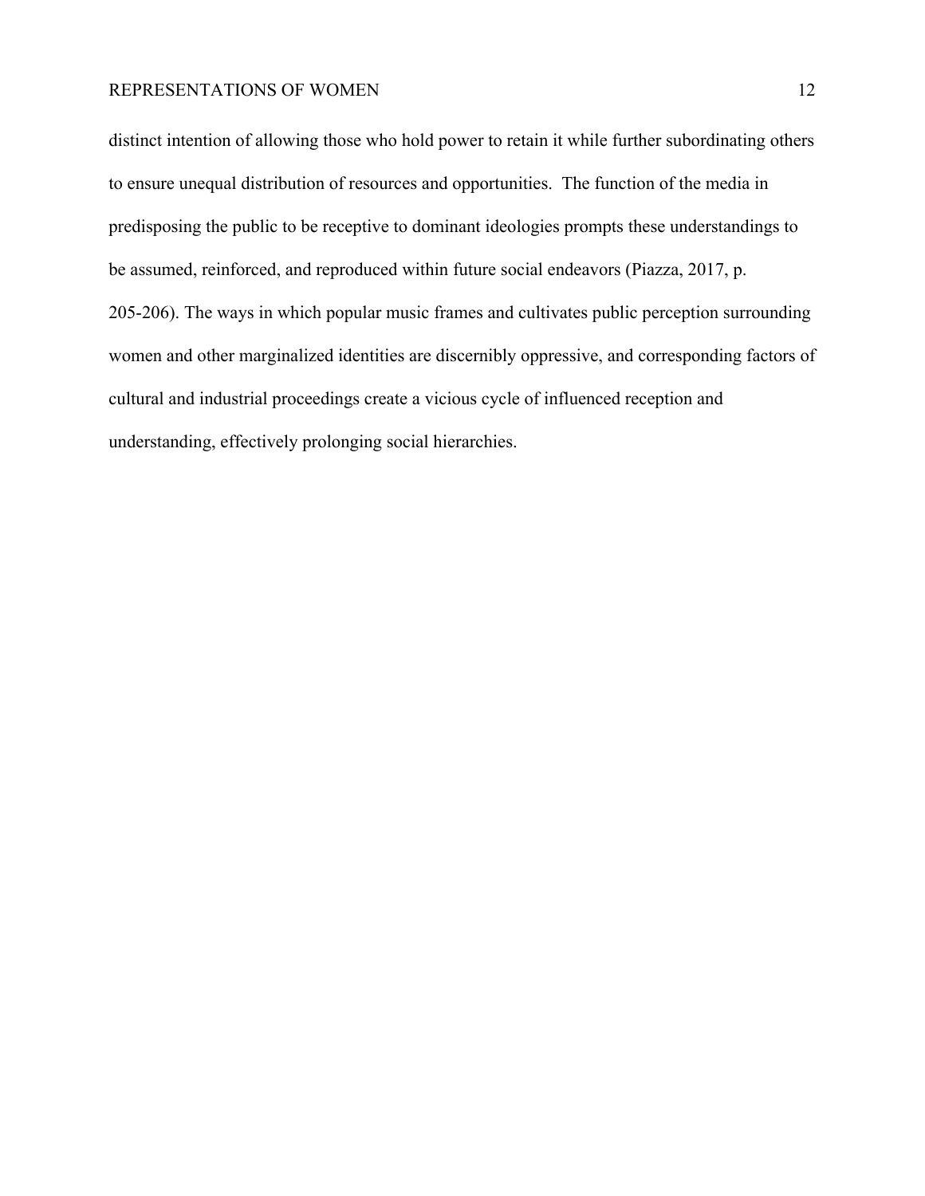distinct intention of allowing those who hold power to retain it while further subordinating others to ensure unequal distribution of resources and opportunities. The function of the media in predisposing the public to be receptive to dominant ideologies prompts these understandings to be assumed, reinforced, and reproduced within future social endeavors (Piazza, 2017, p. 205-206). The ways in which popular music frames and cultivates public perception surrounding women and other marginalized identities are discernibly oppressive, and corresponding factors of cultural and industrial proceedings create a vicious cycle of influenced reception and understanding, effectively prolonging social hierarchies.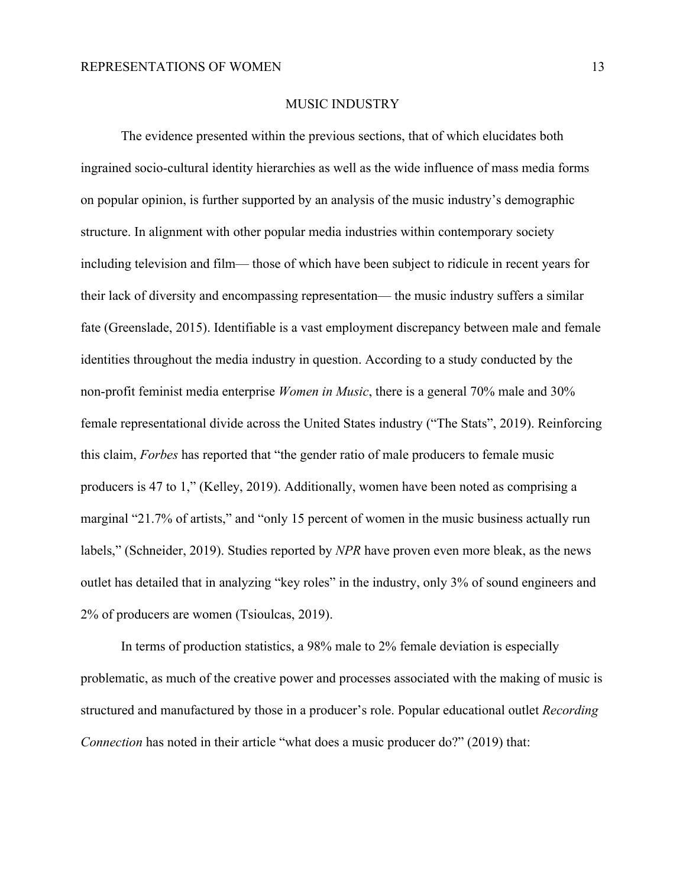## MUSIC INDUSTRY

The evidence presented within the previous sections, that of which elucidates both ingrained socio-cultural identity hierarchies as well as the wide influence of mass media forms on popular opinion, is further supported by an analysis of the music industry's demographic structure. In alignment with other popular media industries within contemporary society including television and film— those of which have been subject to ridicule in recent years for their lack of diversity and encompassing representation— the music industry suffers a similar fate (Greenslade, 2015). Identifiable is a vast employment discrepancy between male and female identities throughout the media industry in question. According to a study conducted by the non-profit feminist media enterprise *Women in Music*, there is a general 70% male and 30% female representational divide across the United States industry ("The Stats", 2019). Reinforcing this claim, *Forbes* has reported that "the gender ratio of male producers to female music producers is 47 to 1," (Kelley, 2019). Additionally, women have been noted as comprising a marginal "21.7% of artists," and "only 15 percent of women in the music business actually run labels," (Schneider, 2019). Studies reported by *NPR* have proven even more bleak, as the news outlet has detailed that in analyzing "key roles" in the industry, only 3% of sound engineers and 2% of producers are women (Tsioulcas, 2019).

In terms of production statistics, a 98% male to 2% female deviation is especially problematic, as much of the creative power and processes associated with the making of music is structured and manufactured by those in a producer's role. Popular educational outlet *Recording Connection* has noted in their article "what does a music producer do?" (2019) that: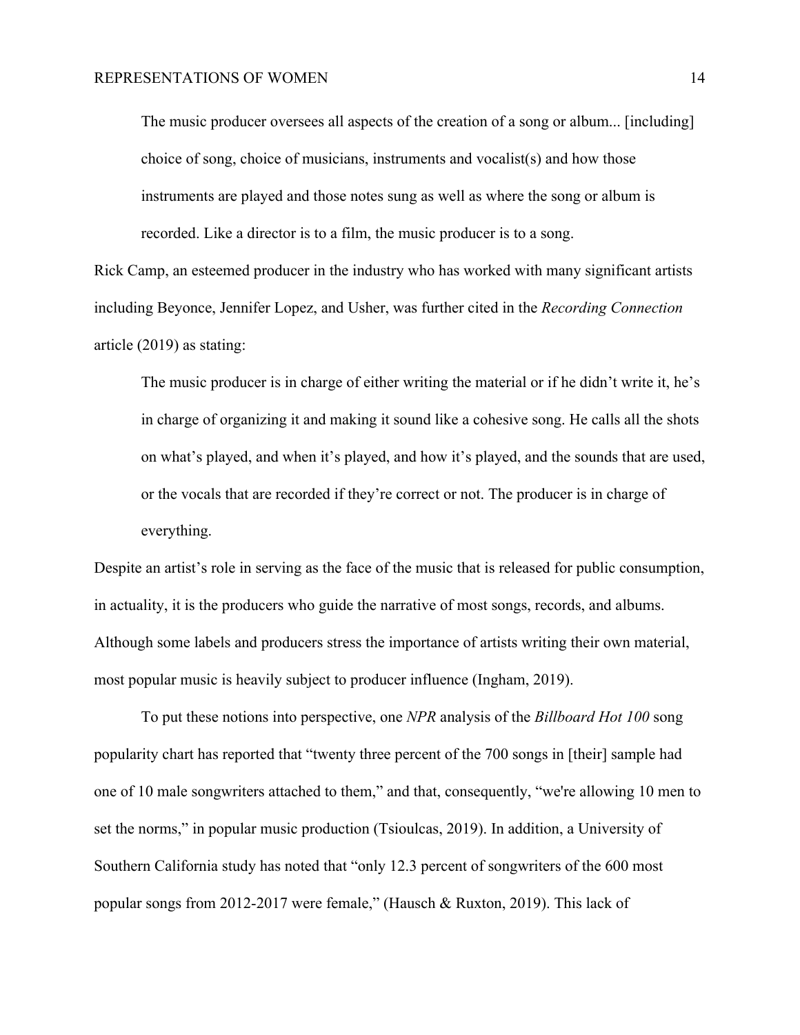> The music producer oversees all aspects of the creation of a song or album... [including] choice of song, choice of musicians, instruments and vocalist(s) and how those instruments are played and those notes sung as well as where the song or album is recorded. Like a director is to a film, the music producer is to a song.

Rick Camp, an esteemed producer in the industry who has worked with many significant artists including Beyonce, Jennifer Lopez, and Usher, was further cited in the *Recording Connection* article (2019) as stating:

> The music producer is in charge of either writing the material or if he didn't write it, he's in charge of organizing it and making it sound like a cohesive song. He calls all the shots on what's played, and when it's played, and how it's played, and the sounds that are used, or the vocals that are recorded if they're correct or not. The producer is in charge of everything.

Despite an artist's role in serving as the face of the music that is released for public consumption, in actuality, it is the producers who guide the narrative of most songs, records, and albums. Although some labels and producers stress the importance of artists writing their own material, most popular music is heavily subject to producer influence (Ingham, 2019).

To put these notions into perspective, one *NPR* analysis of the *Billboard Hot 100* song popularity chart has reported that "twenty three percent of the 700 songs in [their] sample had one of 10 male songwriters attached to them," and that, consequently, "we're allowing 10 men to set the norms," in popular music production (Tsioulcas, 2019). In addition, a University of Southern California study has noted that "only 12.3 percent of songwriters of the 600 most popular songs from 2012-2017 were female," (Hausch & Ruxton, 2019). This lack of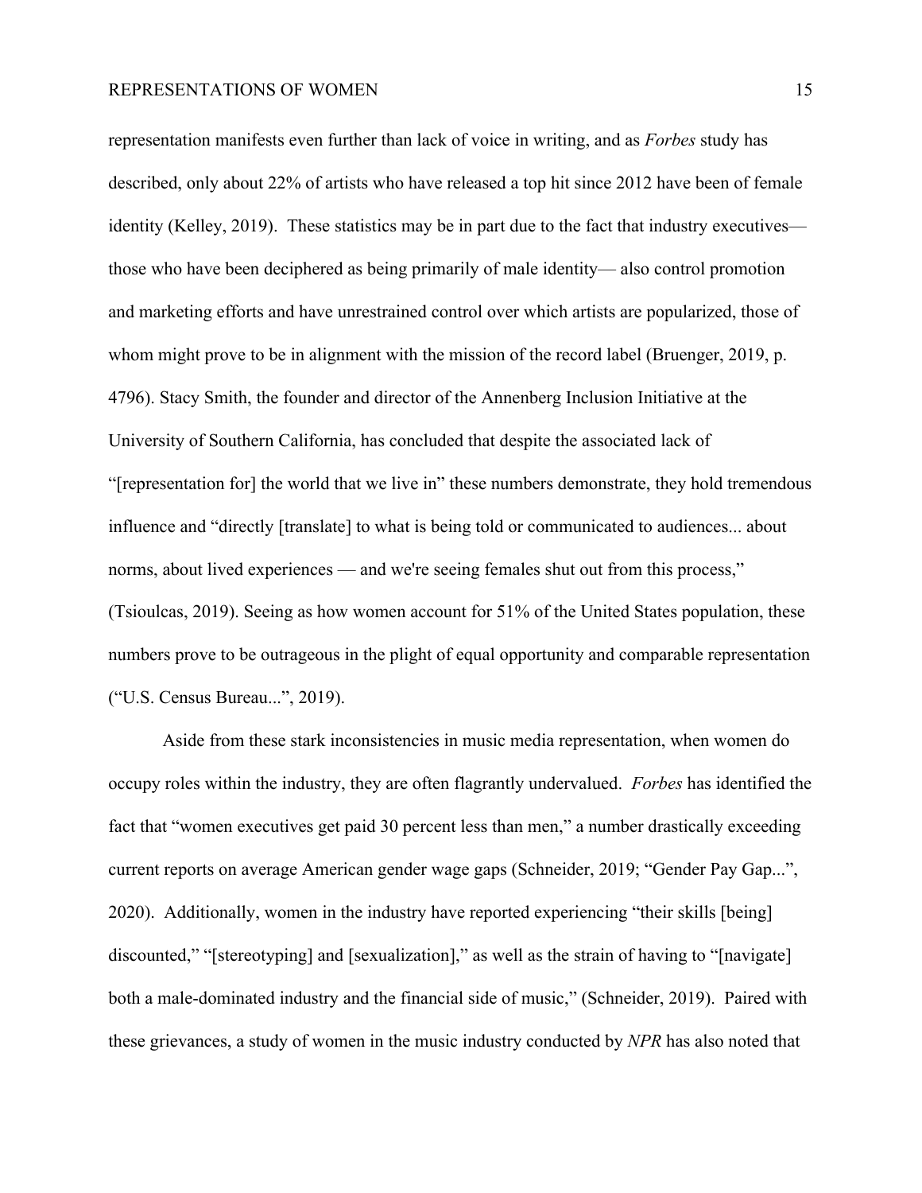representation manifests even further than lack of voice in writing, and as *Forbes* study has described, only about 22% of artists who have released a top hit since 2012 have been of female identity (Kelley, 2019). These statistics may be in part due to the fact that industry executives— those who have been deciphered as being primarily of male identity— also control promotion and marketing efforts and have unrestrained control over which artists are popularized, those of whom might prove to be in alignment with the mission of the record label (Bruenger, 2019, p. 4796). Stacy Smith, the founder and director of the Annenberg Inclusion Initiative at the University of Southern California, has concluded that despite the associated lack of "[representation for] the world that we live in" these numbers demonstrate, they hold tremendous influence and "directly [translate] to what is being told or communicated to audiences... about norms, about lived experiences — and we're seeing females shut out from this process," (Tsioulcas, 2019). Seeing as how women account for 51% of the United States population, these numbers prove to be outrageous in the plight of equal opportunity and comparable representation ("U.S. Census Bureau...", 2019).

Aside from these stark inconsistencies in music media representation, when women do occupy roles within the industry, they are often flagrantly undervalued. *Forbes* has identified the fact that "women executives get paid 30 percent less than men," a number drastically exceeding current reports on average American gender wage gaps (Schneider, 2019; "Gender Pay Gap...", 2020). Additionally, women in the industry have reported experiencing "their skills [being] discounted," "[stereotyping] and [sexualization]," as well as the strain of having to "[navigate] both a male-dominated industry and the financial side of music," (Schneider, 2019). Paired with these grievances, a study of women in the music industry conducted by *NPR* has also noted that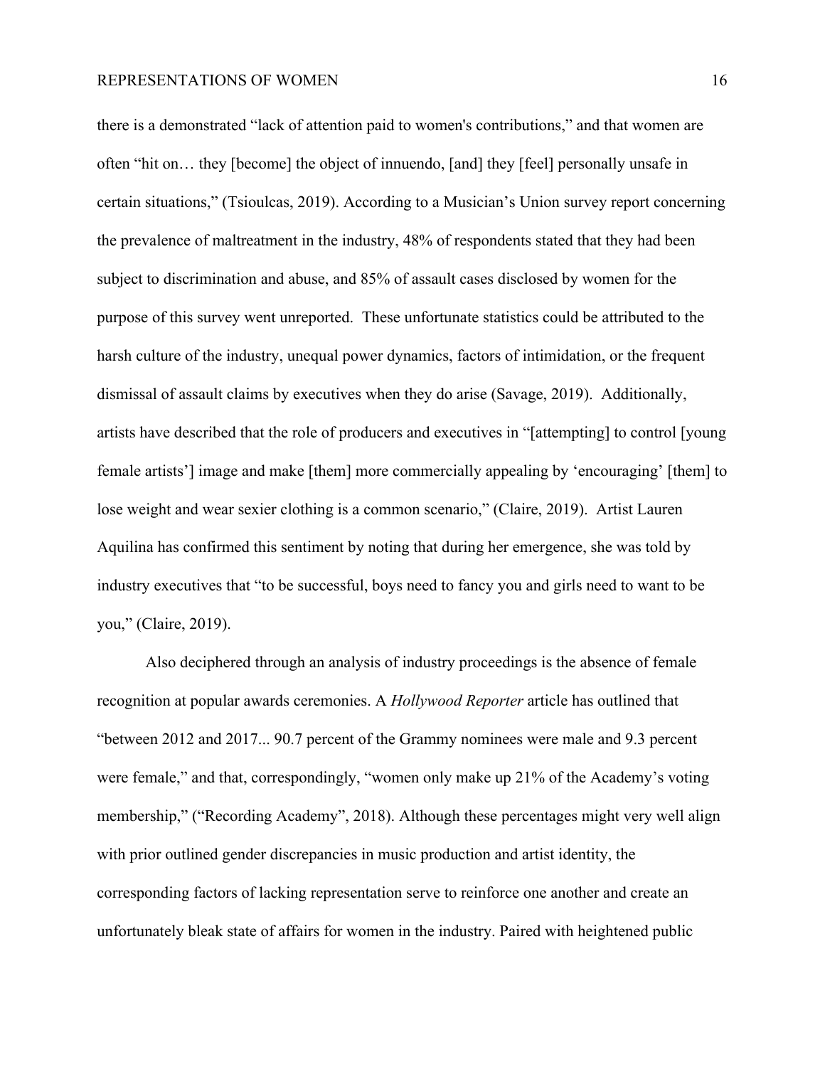there is a demonstrated "lack of attention paid to women's contributions," and that women are often "hit on… they [become] the object of innuendo, [and] they [feel] personally unsafe in certain situations," (Tsioulcas, 2019). According to a Musician's Union survey report concerning the prevalence of maltreatment in the industry, 48% of respondents stated that they had been subject to discrimination and abuse, and 85% of assault cases disclosed by women for the purpose of this survey went unreported. These unfortunate statistics could be attributed to the harsh culture of the industry, unequal power dynamics, factors of intimidation, or the frequent dismissal of assault claims by executives when they do arise (Savage, 2019). Additionally, artists have described that the role of producers and executives in "[attempting] to control [young female artists'] image and make [them] more commercially appealing by 'encouraging' [them] to lose weight and wear sexier clothing is a common scenario," (Claire, 2019). Artist Lauren Aquilina has confirmed this sentiment by noting that during her emergence, she was told by industry executives that "to be successful, boys need to fancy you and girls need to want to be you," (Claire, 2019).

Also deciphered through an analysis of industry proceedings is the absence of female recognition at popular awards ceremonies. A *Hollywood Reporter* article has outlined that "between 2012 and 2017... 90.7 percent of the Grammy nominees were male and 9.3 percent were female," and that, correspondingly, "women only make up 21% of the Academy's voting membership," ("Recording Academy", 2018). Although these percentages might very well align with prior outlined gender discrepancies in music production and artist identity, the corresponding factors of lacking representation serve to reinforce one another and create an unfortunately bleak state of affairs for women in the industry. Paired with heightened public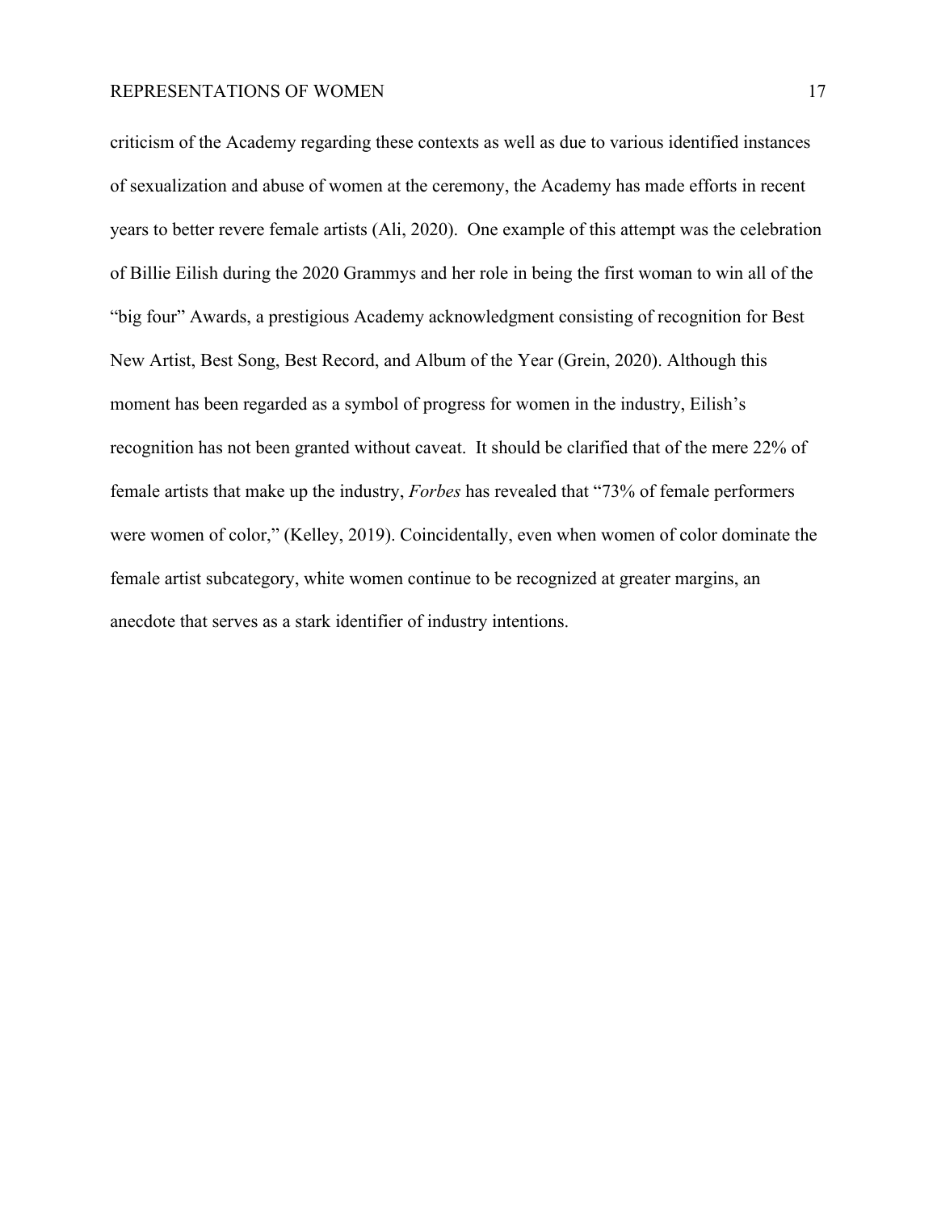criticism of the Academy regarding these contexts as well as due to various identified instances of sexualization and abuse of women at the ceremony, the Academy has made efforts in recent years to better revere female artists (Ali, 2020). One example of this attempt was the celebration of Billie Eilish during the 2020 Grammys and her role in being the first woman to win all of the "big four" Awards, a prestigious Academy acknowledgment consisting of recognition for Best New Artist, Best Song, Best Record, and Album of the Year (Grein, 2020). Although this moment has been regarded as a symbol of progress for women in the industry, Eilish's recognition has not been granted without caveat. It should be clarified that of the mere 22% of female artists that make up the industry, *Forbes* has revealed that "73% of female performers were women of color," (Kelley, 2019). Coincidentally, even when women of color dominate the female artist subcategory, white women continue to be recognized at greater margins, an anecdote that serves as a stark identifier of industry intentions.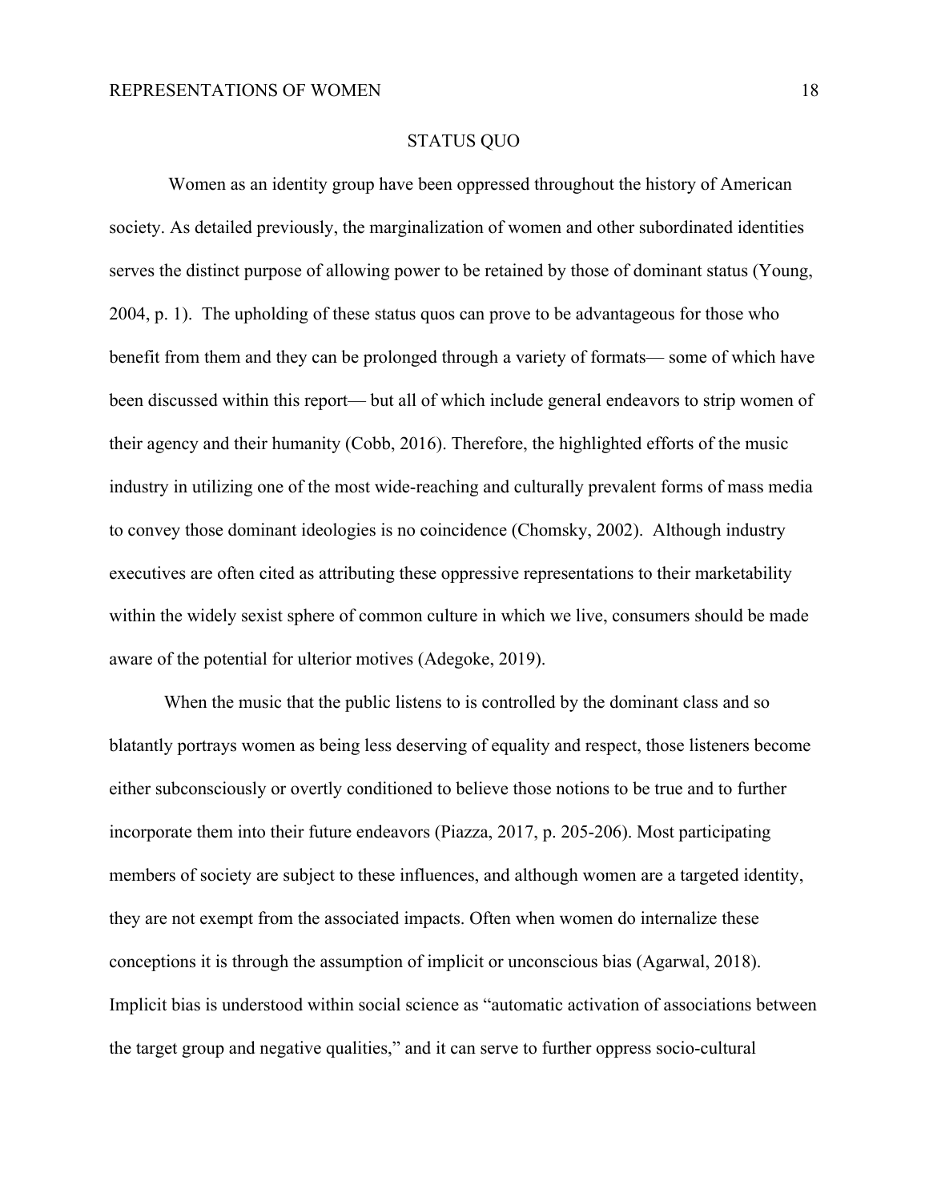## STATUS QUO

Women as an identity group have been oppressed throughout the history of American society. As detailed previously, the marginalization of women and other subordinated identities serves the distinct purpose of allowing power to be retained by those of dominant status (Young, 2004, p. 1). The upholding of these status quos can prove to be advantageous for those who benefit from them and they can be prolonged through a variety of formats— some of which have been discussed within this report— but all of which include general endeavors to strip women of their agency and their humanity (Cobb, 2016). Therefore, the highlighted efforts of the music industry in utilizing one of the most wide-reaching and culturally prevalent forms of mass media to convey those dominant ideologies is no coincidence (Chomsky, 2002). Although industry executives are often cited as attributing these oppressive representations to their marketability within the widely sexist sphere of common culture in which we live, consumers should be made aware of the potential for ulterior motives (Adegoke, 2019).

When the music that the public listens to is controlled by the dominant class and so blatantly portrays women as being less deserving of equality and respect, those listeners become either subconsciously or overtly conditioned to believe those notions to be true and to further incorporate them into their future endeavors (Piazza, 2017, p. 205-206). Most participating members of society are subject to these influences, and although women are a targeted identity, they are not exempt from the associated impacts. Often when women do internalize these conceptions it is through the assumption of implicit or unconscious bias (Agarwal, 2018). Implicit bias is understood within social science as "automatic activation of associations between the target group and negative qualities," and it can serve to further oppress socio-cultural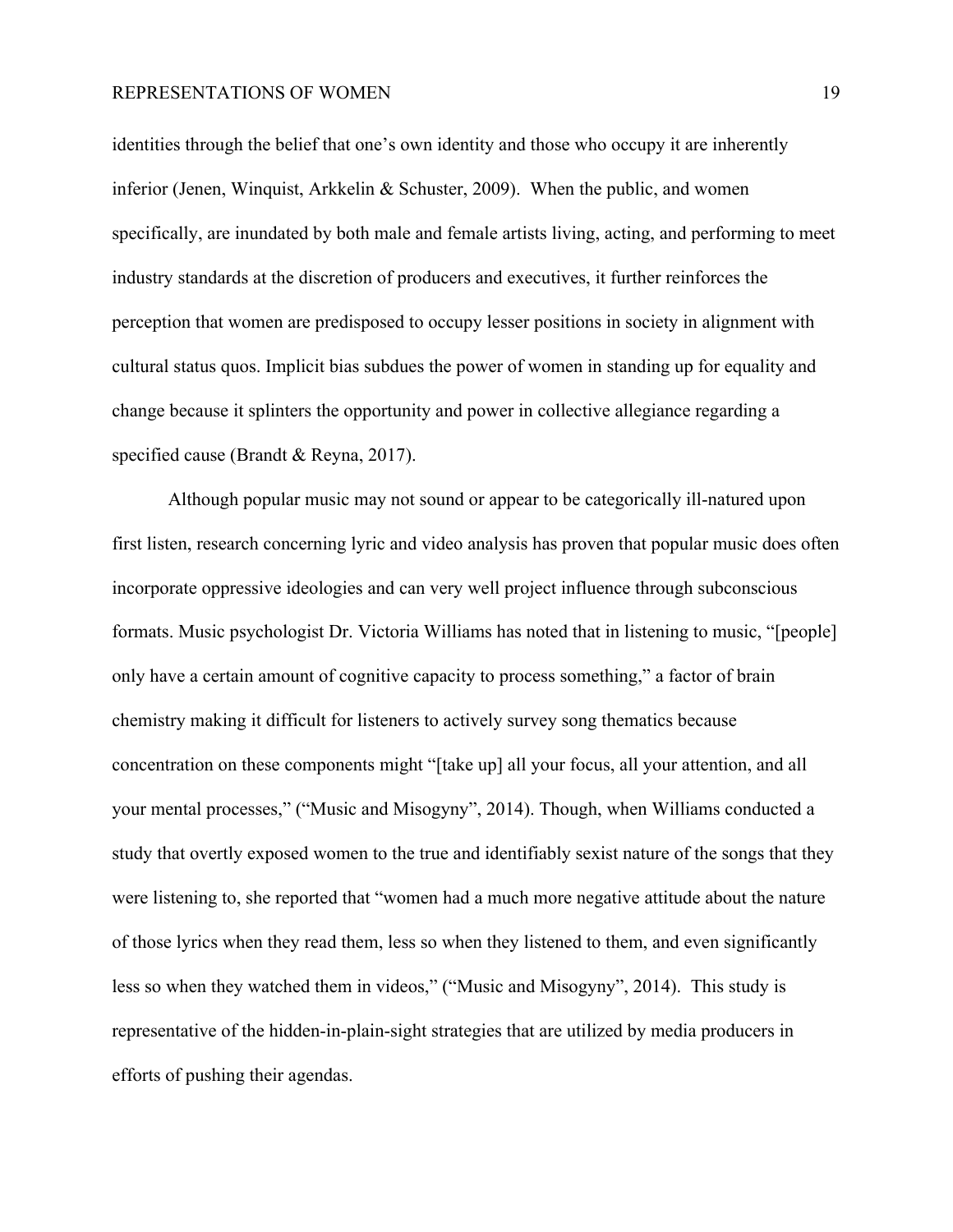identities through the belief that one's own identity and those who occupy it are inherently inferior (Jenen, Winquist, Arkkelin & Schuster, 2009). When the public, and women specifically, are inundated by both male and female artists living, acting, and performing to meet industry standards at the discretion of producers and executives, it further reinforces the perception that women are predisposed to occupy lesser positions in society in alignment with cultural status quos. Implicit bias subdues the power of women in standing up for equality and change because it splinters the opportunity and power in collective allegiance regarding a specified cause (Brandt & Reyna, 2017).

Although popular music may not sound or appear to be categorically ill-natured upon first listen, research concerning lyric and video analysis has proven that popular music does often incorporate oppressive ideologies and can very well project influence through subconscious formats. Music psychologist Dr. Victoria Williams has noted that in listening to music, "[people] only have a certain amount of cognitive capacity to process something," a factor of brain chemistry making it difficult for listeners to actively survey song thematics because concentration on these components might "[take up] all your focus, all your attention, and all your mental processes," ("Music and Misogyny", 2014). Though, when Williams conducted a study that overtly exposed women to the true and identifiably sexist nature of the songs that they were listening to, she reported that "women had a much more negative attitude about the nature of those lyrics when they read them, less so when they listened to them, and even significantly less so when they watched them in videos," ("Music and Misogyny", 2014). This study is representative of the hidden-in-plain-sight strategies that are utilized by media producers in efforts of pushing their agendas.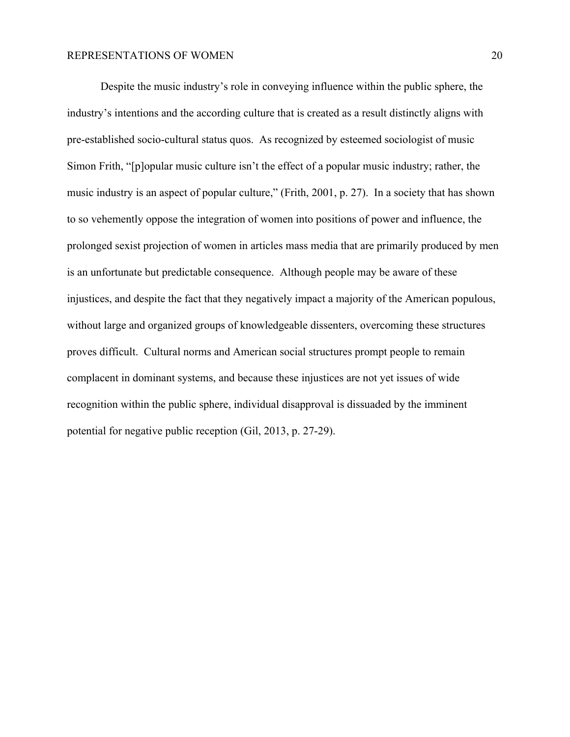Despite the music industry's role in conveying influence within the public sphere, the industry's intentions and the according culture that is created as a result distinctly aligns with pre-established socio-cultural status quos. As recognized by esteemed sociologist of music Simon Frith, "[p]opular music culture isn't the effect of a popular music industry; rather, the music industry is an aspect of popular culture," (Frith, 2001, p. 27). In a society that has shown to so vehemently oppose the integration of women into positions of power and influence, the prolonged sexist projection of women in articles mass media that are primarily produced by men is an unfortunate but predictable consequence. Although people may be aware of these injustices, and despite the fact that they negatively impact a majority of the American populous, without large and organized groups of knowledgeable dissenters, overcoming these structures proves difficult. Cultural norms and American social structures prompt people to remain complacent in dominant systems, and because these injustices are not yet issues of wide recognition within the public sphere, individual disapproval is dissuaded by the imminent potential for negative public reception (Gil, 2013, p. 27-29).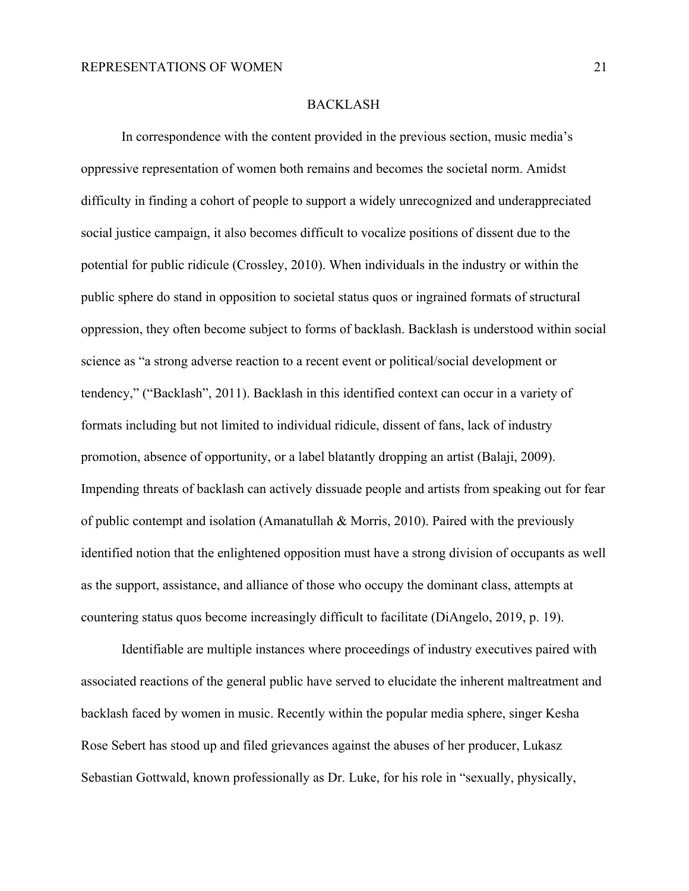# BACKLASH

In correspondence with the content provided in the previous section, music media's oppressive representation of women both remains and becomes the societal norm. Amidst difficulty in finding a cohort of people to support a widely unrecognized and underappreciated social justice campaign, it also becomes difficult to vocalize positions of dissent due to the potential for public ridicule (Crossley, 2010). When individuals in the industry or within the public sphere do stand in opposition to societal status quos or ingrained formats of structural oppression, they often become subject to forms of backlash. Backlash is understood within social science as "a strong adverse reaction to a recent event or political/social development or tendency," ("Backlash", 2011). Backlash in this identified context can occur in a variety of formats including but not limited to individual ridicule, dissent of fans, lack of industry promotion, absence of opportunity, or a label blatantly dropping an artist (Balaji, 2009). Impending threats of backlash can actively dissuade people and artists from speaking out for fear of public contempt and isolation (Amanatullah & Morris, 2010). Paired with the previously identified notion that the enlightened opposition must have a strong division of occupants as well as the support, assistance, and alliance of those who occupy the dominant class, attempts at countering status quos become increasingly difficult to facilitate (DiAngelo, 2019, p. 19).

Identifiable are multiple instances where proceedings of industry executives paired with associated reactions of the general public have served to elucidate the inherent maltreatment and backlash faced by women in music. Recently within the popular media sphere, singer Kesha Rose Sebert has stood up and filed grievances against the abuses of her producer, Lukasz Sebastian Gottwald, known professionally as Dr. Luke, for his role in "sexually, physically,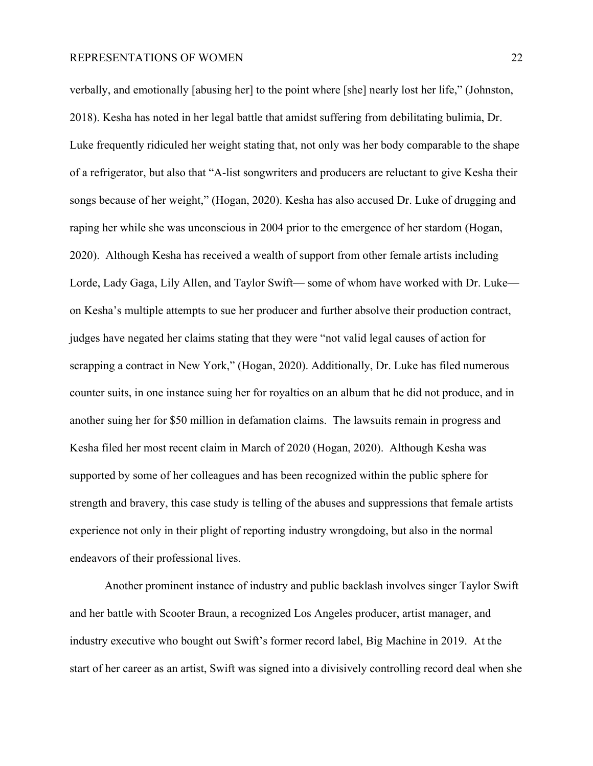verbally, and emotionally [abusing her] to the point where [she] nearly lost her life," (Johnston, 2018). Kesha has noted in her legal battle that amidst suffering from debilitating bulimia, Dr. Luke frequently ridiculed her weight stating that, not only was her body comparable to the shape of a refrigerator, but also that "A-list songwriters and producers are reluctant to give Kesha their songs because of her weight," (Hogan, 2020). Kesha has also accused Dr. Luke of drugging and raping her while she was unconscious in 2004 prior to the emergence of her stardom (Hogan, 2020). Although Kesha has received a wealth of support from other female artists including Lorde, Lady Gaga, Lily Allen, and Taylor Swift— some of whom have worked with Dr. Luke— on Kesha's multiple attempts to sue her producer and further absolve their production contract, judges have negated her claims stating that they were "not valid legal causes of action for scrapping a contract in New York," (Hogan, 2020). Additionally, Dr. Luke has filed numerous counter suits, in one instance suing her for royalties on an album that he did not produce, and in another suing her for $50 million in defamation claims. The lawsuits remain in progress and Kesha filed her most recent claim in March of 2020 (Hogan, 2020). Although Kesha was supported by some of her colleagues and has been recognized within the public sphere for strength and bravery, this case study is telling of the abuses and suppressions that female artists experience not only in their plight of reporting industry wrongdoing, but also in the normal endeavors of their professional lives.

Another prominent instance of industry and public backlash involves singer Taylor Swift and her battle with Scooter Braun, a recognized Los Angeles producer, artist manager, and industry executive who bought out Swift's former record label, Big Machine in 2019. At the start of her career as an artist, Swift was signed into a divisively controlling record deal when she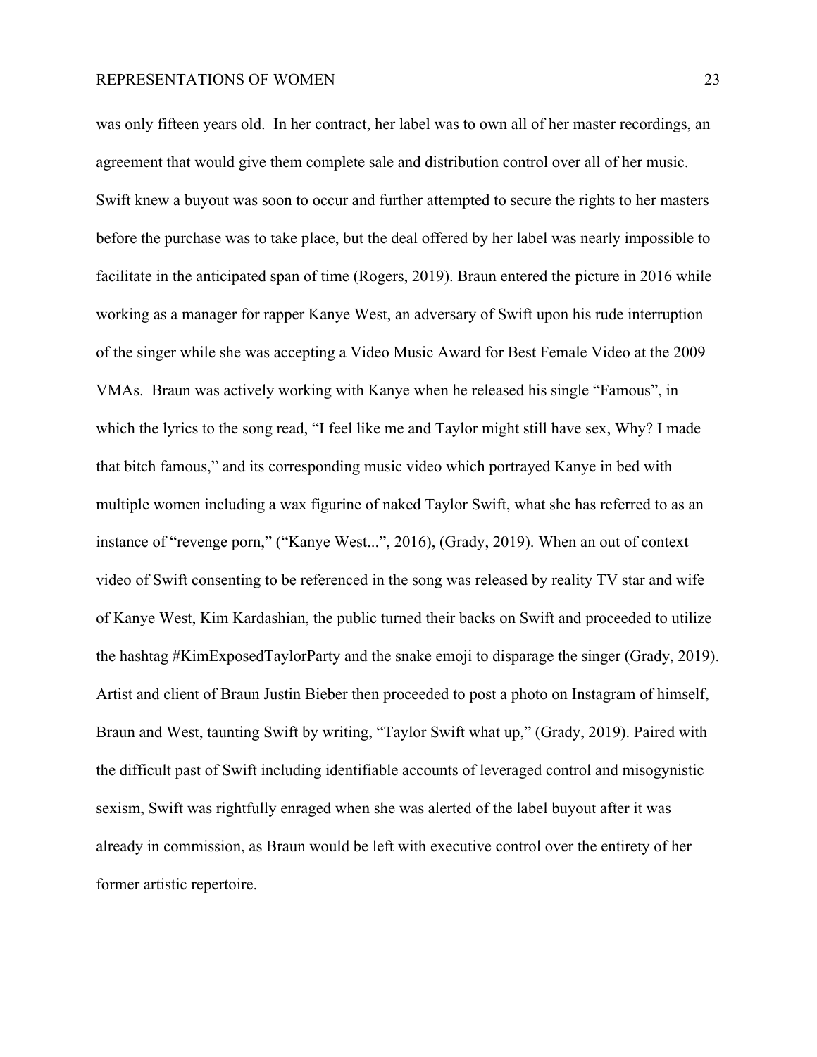was only fifteen years old. In her contract, her label was to own all of her master recordings, an agreement that would give them complete sale and distribution control over all of her music. Swift knew a buyout was soon to occur and further attempted to secure the rights to her masters before the purchase was to take place, but the deal offered by her label was nearly impossible to facilitate in the anticipated span of time (Rogers, 2019). Braun entered the picture in 2016 while working as a manager for rapper Kanye West, an adversary of Swift upon his rude interruption of the singer while she was accepting a Video Music Award for Best Female Video at the 2009 VMAs. Braun was actively working with Kanye when he released his single "Famous", in which the lyrics to the song read, "I feel like me and Taylor might still have sex, Why? I made that bitch famous," and its corresponding music video which portrayed Kanye in bed with multiple women including a wax figurine of naked Taylor Swift, what she has referred to as an instance of "revenge porn," ("Kanye West...", 2016), (Grady, 2019). When an out of context video of Swift consenting to be referenced in the song was released by reality TV star and wife of Kanye West, Kim Kardashian, the public turned their backs on Swift and proceeded to utilize the hashtag #KimExposedTaylorParty and the snake emoji to disparage the singer (Grady, 2019). Artist and client of Braun Justin Bieber then proceeded to post a photo on Instagram of himself, Braun and West, taunting Swift by writing, "Taylor Swift what up," (Grady, 2019). Paired with the difficult past of Swift including identifiable accounts of leveraged control and misogynistic sexism, Swift was rightfully enraged when she was alerted of the label buyout after it was already in commission, as Braun would be left with executive control over the entirety of her former artistic repertoire.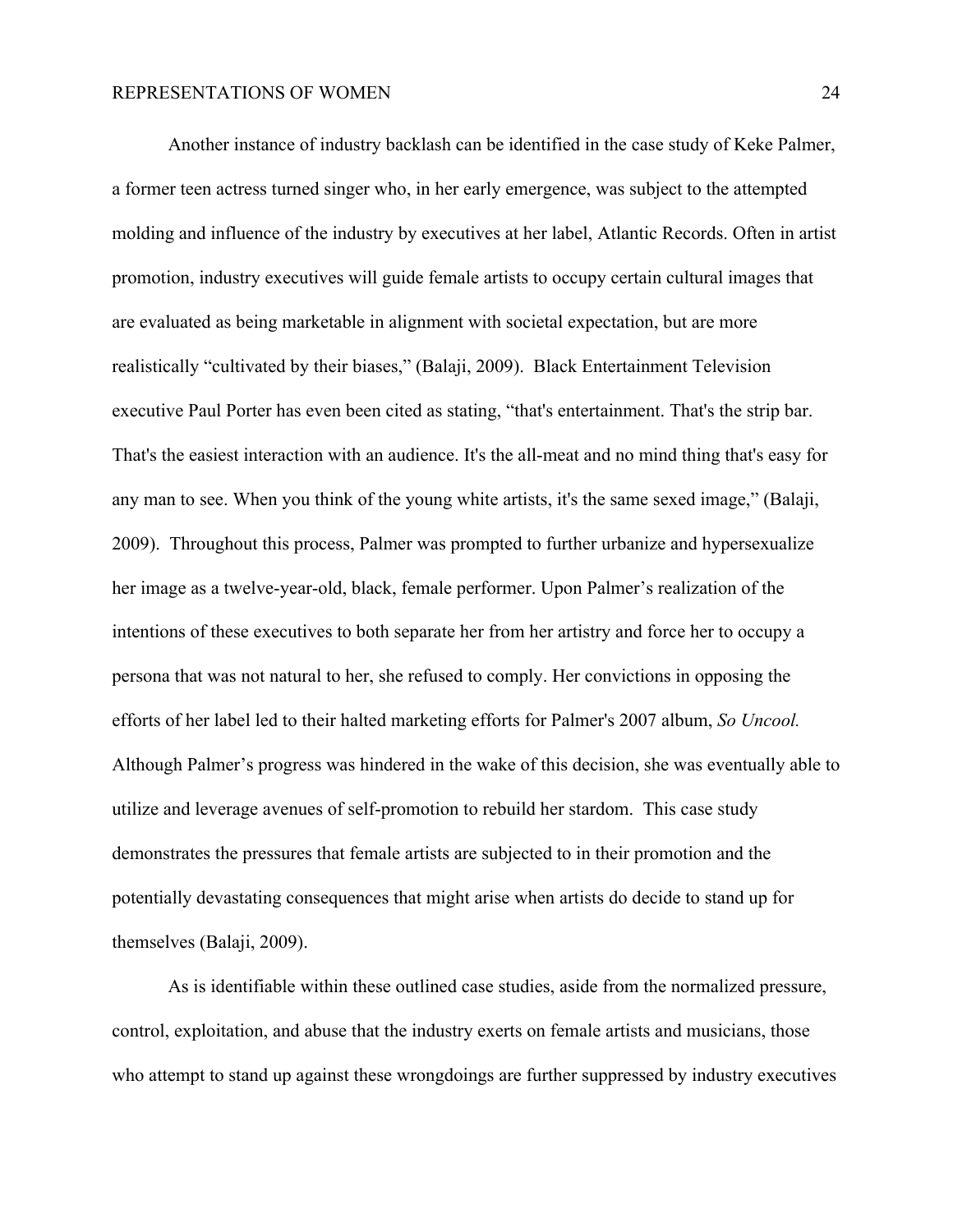Another instance of industry backlash can be identified in the case study of Keke Palmer, a former teen actress turned singer who, in her early emergence, was subject to the attempted molding and influence of the industry by executives at her label, Atlantic Records. Often in artist promotion, industry executives will guide female artists to occupy certain cultural images that are evaluated as being marketable in alignment with societal expectation, but are more realistically "cultivated by their biases," (Balaji, 2009). Black Entertainment Television executive Paul Porter has even been cited as stating, "that's entertainment. That's the strip bar. That's the easiest interaction with an audience. It's the all-meat and no mind thing that's easy for any man to see. When you think of the young white artists, it's the same sexed image," (Balaji, 2009). Throughout this process, Palmer was prompted to further urbanize and hypersexualize her image as a twelve-year-old, black, female performer. Upon Palmer's realization of the intentions of these executives to both separate her from her artistry and force her to occupy a persona that was not natural to her, she refused to comply. Her convictions in opposing the efforts of her label led to their halted marketing efforts for Palmer's 2007 album, *So Uncool.* Although Palmer's progress was hindered in the wake of this decision, she was eventually able to utilize and leverage avenues of self-promotion to rebuild her stardom. This case study demonstrates the pressures that female artists are subjected to in their promotion and the potentially devastating consequences that might arise when artists do decide to stand up for themselves (Balaji, 2009).

As is identifiable within these outlined case studies, aside from the normalized pressure, control, exploitation, and abuse that the industry exerts on female artists and musicians, those who attempt to stand up against these wrongdoings are further suppressed by industry executives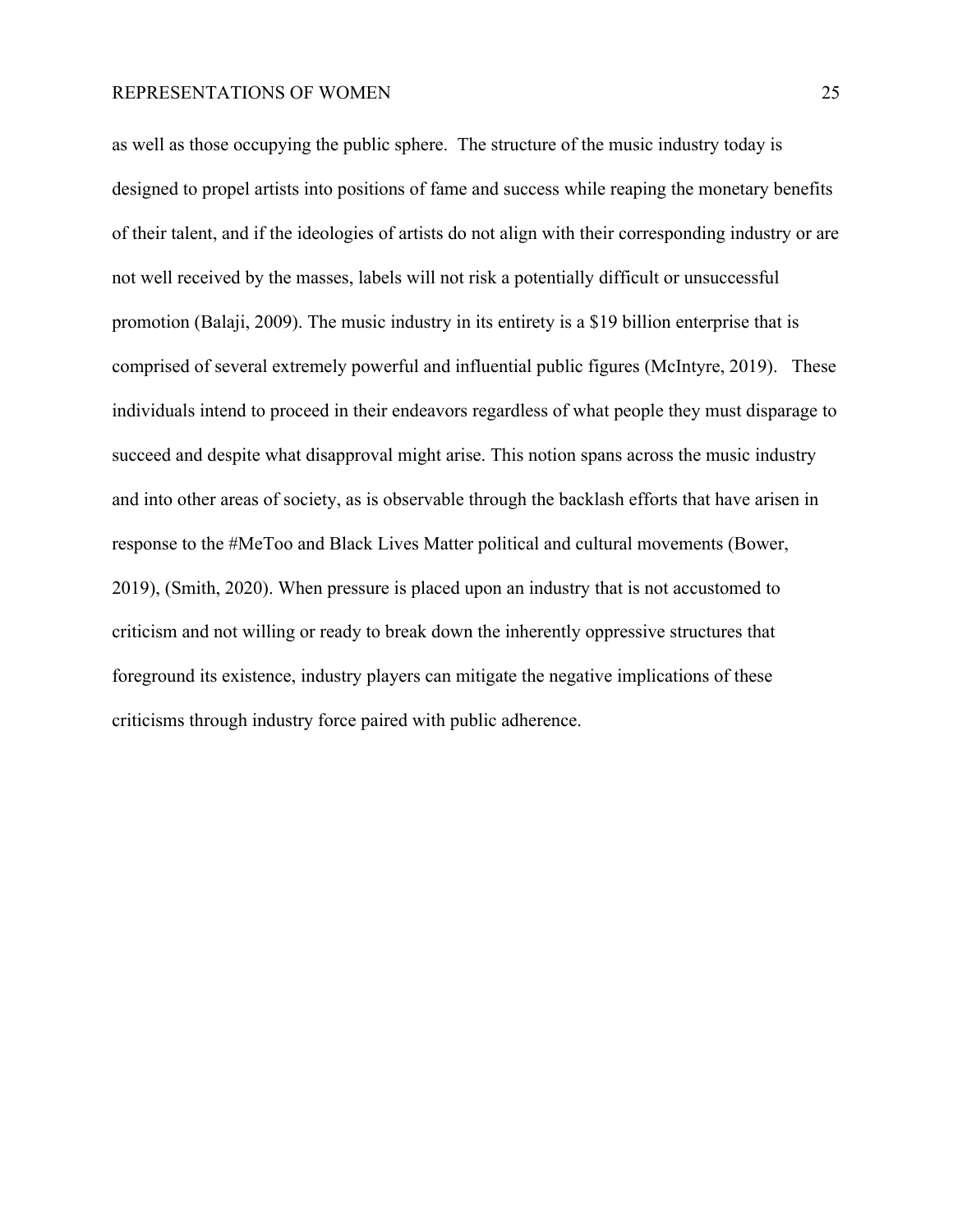as well as those occupying the public sphere. The structure of the music industry today is designed to propel artists into positions of fame and success while reaping the monetary benefits of their talent, and if the ideologies of artists do not align with their corresponding industry or are not well received by the masses, labels will not risk a potentially difficult or unsuccessful promotion (Balaji, 2009). The music industry in its entirety is a $19 billion enterprise that is comprised of several extremely powerful and influential public figures (McIntyre, 2019). These individuals intend to proceed in their endeavors regardless of what people they must disparage to succeed and despite what disapproval might arise. This notion spans across the music industry and into other areas of society, as is observable through the backlash efforts that have arisen in response to the #MeToo and Black Lives Matter political and cultural movements (Bower, 2019), (Smith, 2020). When pressure is placed upon an industry that is not accustomed to criticism and not willing or ready to break down the inherently oppressive structures that foreground its existence, industry players can mitigate the negative implications of these criticisms through industry force paired with public adherence.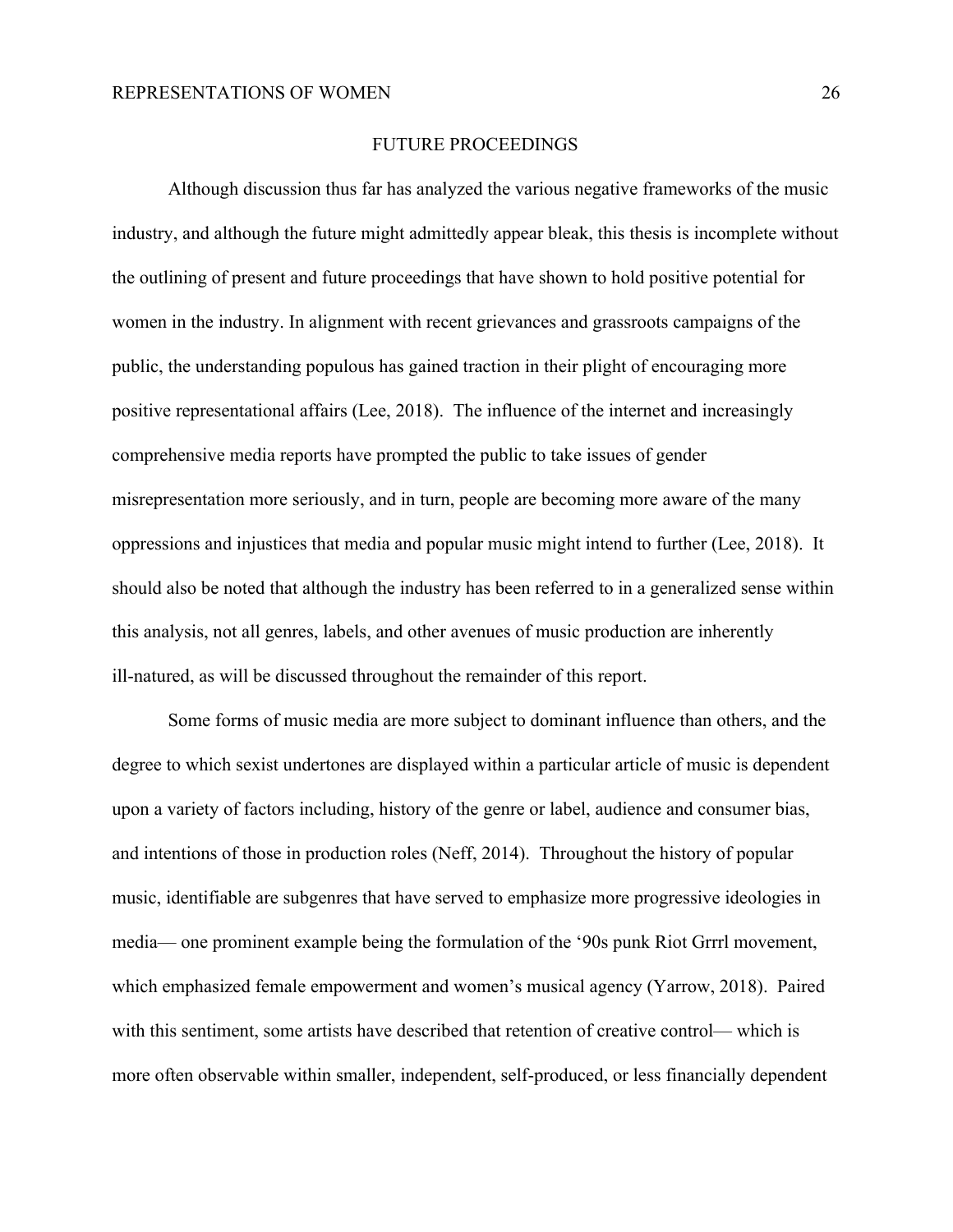# FUTURE PROCEEDINGS

Although discussion thus far has analyzed the various negative frameworks of the music industry, and although the future might admittedly appear bleak, this thesis is incomplete without the outlining of present and future proceedings that have shown to hold positive potential for women in the industry. In alignment with recent grievances and grassroots campaigns of the public, the understanding populous has gained traction in their plight of encouraging more positive representational affairs (Lee, 2018). The influence of the internet and increasingly comprehensive media reports have prompted the public to take issues of gender misrepresentation more seriously, and in turn, people are becoming more aware of the many oppressions and injustices that media and popular music might intend to further (Lee, 2018). It should also be noted that although the industry has been referred to in a generalized sense within this analysis, not all genres, labels, and other avenues of music production are inherently ill-natured, as will be discussed throughout the remainder of this report.

Some forms of music media are more subject to dominant influence than others, and the degree to which sexist undertones are displayed within a particular article of music is dependent upon a variety of factors including, history of the genre or label, audience and consumer bias, and intentions of those in production roles (Neff, 2014). Throughout the history of popular music, identifiable are subgenres that have served to emphasize more progressive ideologies in media— one prominent example being the formulation of the '90s punk Riot Grrrl movement, which emphasized female empowerment and women's musical agency (Yarrow, 2018). Paired with this sentiment, some artists have described that retention of creative control— which is more often observable within smaller, independent, self-produced, or less financially dependent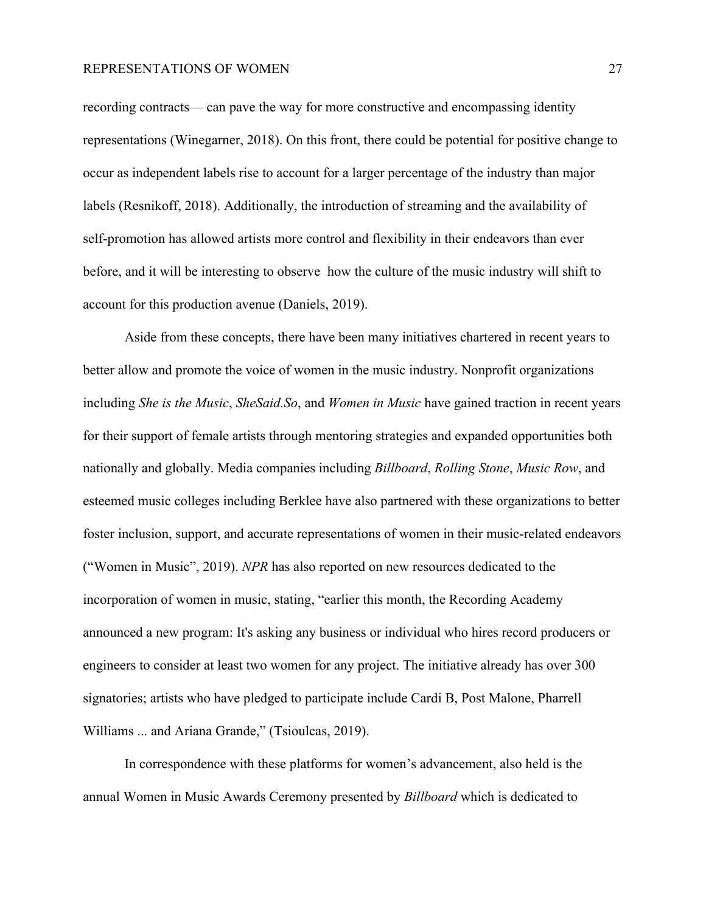recording contracts— can pave the way for more constructive and encompassing identity representations (Winegarner, 2018). On this front, there could be potential for positive change to occur as independent labels rise to account for a larger percentage of the industry than major labels (Resnikoff, 2018). Additionally, the introduction of streaming and the availability of self-promotion has allowed artists more control and flexibility in their endeavors than ever before, and it will be interesting to observe  how the culture of the music industry will shift to account for this production avenue (Daniels, 2019).

Aside from these concepts, there have been many initiatives chartered in recent years to better allow and promote the voice of women in the music industry. Nonprofit organizations including *She is the Music*, *SheSaid.So*, and *Women in Music* have gained traction in recent years for their support of female artists through mentoring strategies and expanded opportunities both nationally and globally. Media companies including *Billboard*, *Rolling Stone*, *Music Row*, and esteemed music colleges including Berklee have also partnered with these organizations to better foster inclusion, support, and accurate representations of women in their music-related endeavors ("Women in Music", 2019). *NPR* has also reported on new resources dedicated to the incorporation of women in music, stating, "earlier this month, the Recording Academy announced a new program: It's asking any business or individual who hires record producers or engineers to consider at least two women for any project. The initiative already has over 300 signatories; artists who have pledged to participate include Cardi B, Post Malone, Pharrell Williams ... and Ariana Grande," (Tsioulcas, 2019).

In correspondence with these platforms for women's advancement, also held is the annual Women in Music Awards Ceremony presented by *Billboard* which is dedicated to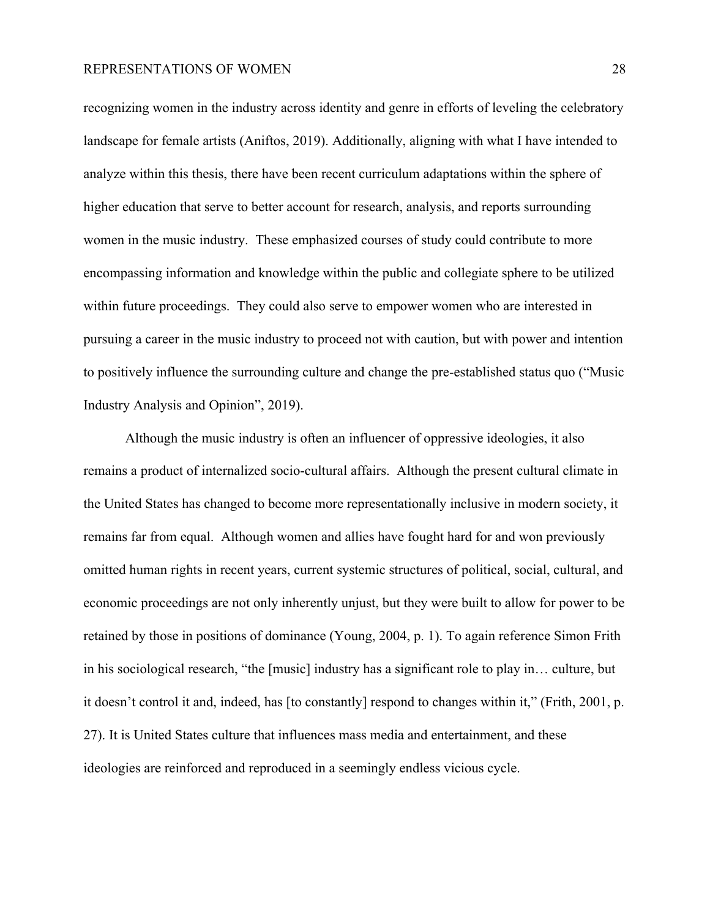recognizing women in the industry across identity and genre in efforts of leveling the celebratory landscape for female artists (Aniftos, 2019). Additionally, aligning with what I have intended to analyze within this thesis, there have been recent curriculum adaptations within the sphere of higher education that serve to better account for research, analysis, and reports surrounding women in the music industry. These emphasized courses of study could contribute to more encompassing information and knowledge within the public and collegiate sphere to be utilized within future proceedings. They could also serve to empower women who are interested in pursuing a career in the music industry to proceed not with caution, but with power and intention to positively influence the surrounding culture and change the pre-established status quo ("Music Industry Analysis and Opinion", 2019).

Although the music industry is often an influencer of oppressive ideologies, it also remains a product of internalized socio-cultural affairs. Although the present cultural climate in the United States has changed to become more representationally inclusive in modern society, it remains far from equal. Although women and allies have fought hard for and won previously omitted human rights in recent years, current systemic structures of political, social, cultural, and economic proceedings are not only inherently unjust, but they were built to allow for power to be retained by those in positions of dominance (Young, 2004, p. 1). To again reference Simon Frith in his sociological research, "the [music] industry has a significant role to play in… culture, but it doesn't control it and, indeed, has [to constantly] respond to changes within it," (Frith, 2001, p. 27). It is United States culture that influences mass media and entertainment, and these ideologies are reinforced and reproduced in a seemingly endless vicious cycle.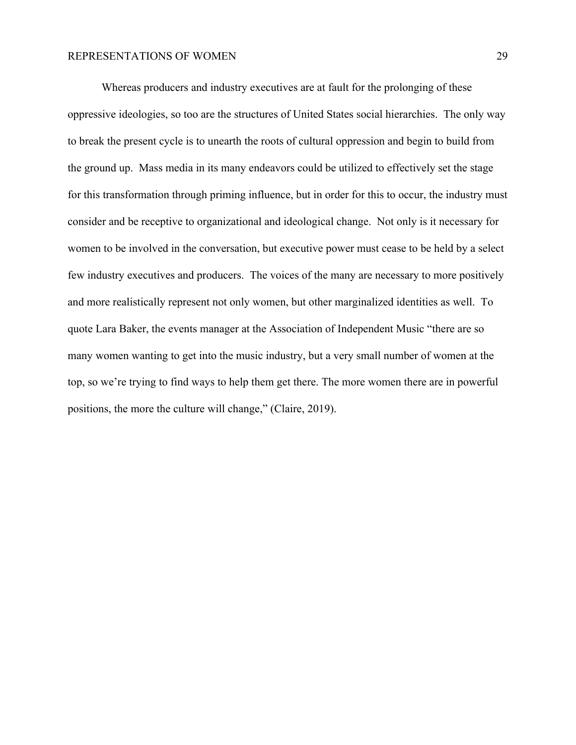Whereas producers and industry executives are at fault for the prolonging of these oppressive ideologies, so too are the structures of United States social hierarchies. The only way to break the present cycle is to unearth the roots of cultural oppression and begin to build from the ground up. Mass media in its many endeavors could be utilized to effectively set the stage for this transformation through priming influence, but in order for this to occur, the industry must consider and be receptive to organizational and ideological change. Not only is it necessary for women to be involved in the conversation, but executive power must cease to be held by a select few industry executives and producers. The voices of the many are necessary to more positively and more realistically represent not only women, but other marginalized identities as well. To quote Lara Baker, the events manager at the Association of Independent Music "there are so many women wanting to get into the music industry, but a very small number of women at the top, so we're trying to find ways to help them get there. The more women there are in powerful positions, the more the culture will change," (Claire, 2019).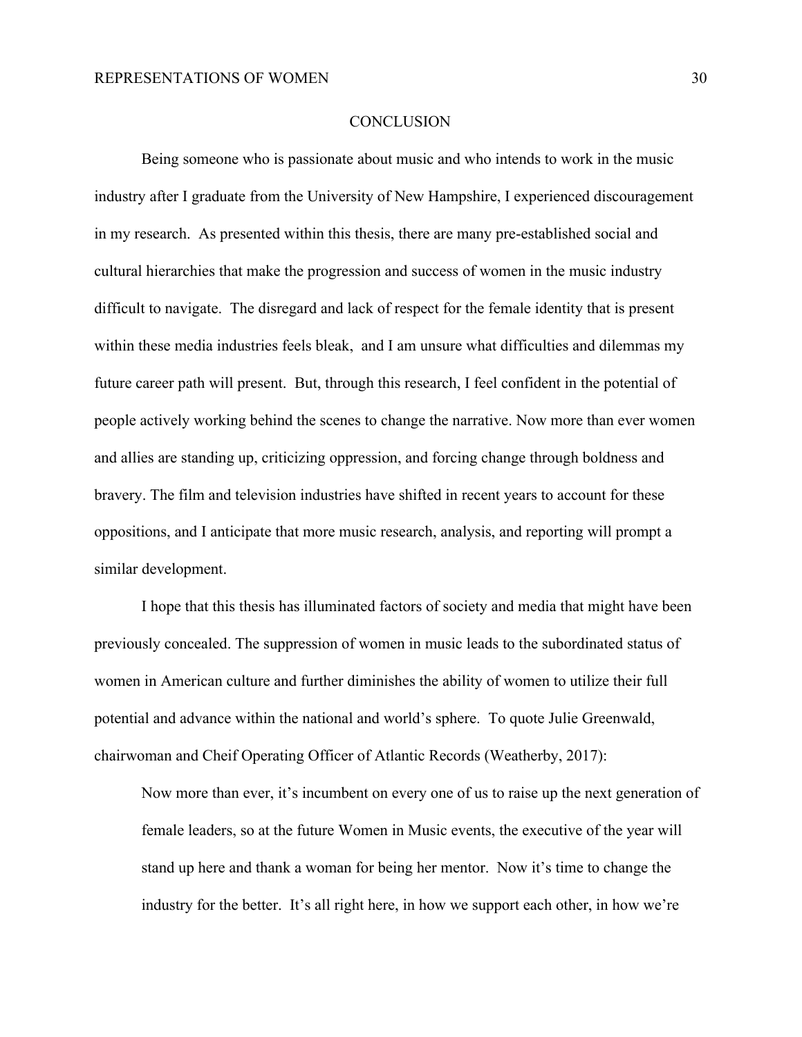# CONCLUSION

Being someone who is passionate about music and who intends to work in the music industry after I graduate from the University of New Hampshire, I experienced discouragement in my research. As presented within this thesis, there are many pre-established social and cultural hierarchies that make the progression and success of women in the music industry difficult to navigate. The disregard and lack of respect for the female identity that is present within these media industries feels bleak, and I am unsure what difficulties and dilemmas my future career path will present. But, through this research, I feel confident in the potential of people actively working behind the scenes to change the narrative. Now more than ever women and allies are standing up, criticizing oppression, and forcing change through boldness and bravery. The film and television industries have shifted in recent years to account for these oppositions, and I anticipate that more music research, analysis, and reporting will prompt a similar development.

I hope that this thesis has illuminated factors of society and media that might have been previously concealed. The suppression of women in music leads to the subordinated status of women in American culture and further diminishes the ability of women to utilize their full potential and advance within the national and world's sphere. To quote Julie Greenwald, chairwoman and Cheif Operating Officer of Atlantic Records (Weatherby, 2017):

> Now more than ever, it's incumbent on every one of us to raise up the next generation of female leaders, so at the future Women in Music events, the executive of the year will stand up here and thank a woman for being her mentor. Now it's time to change the industry for the better. It's all right here, in how we support each other, in how we're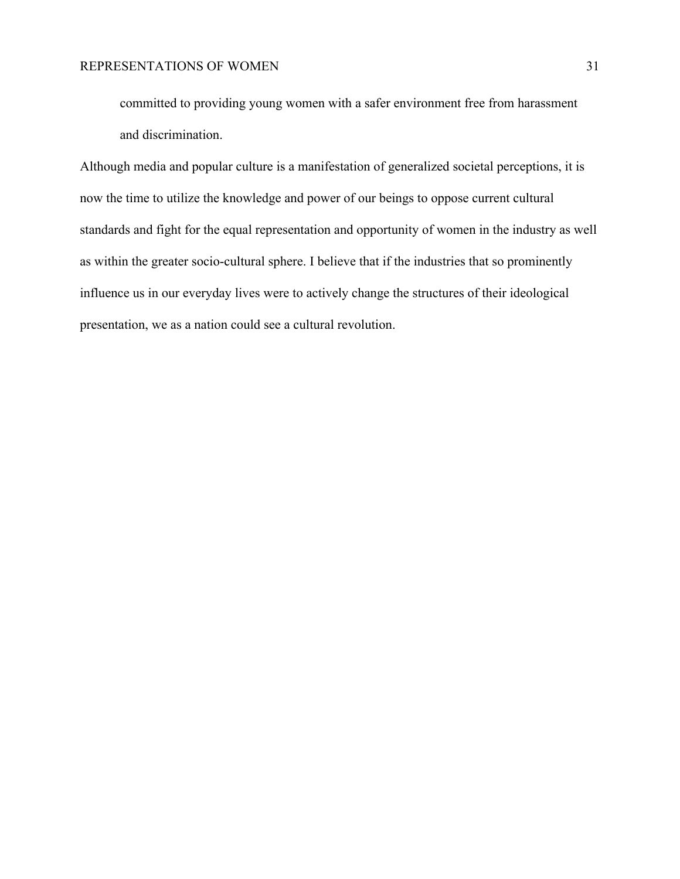> committed to providing young women with a safer environment free from harassment and discrimination.

Although media and popular culture is a manifestation of generalized societal perceptions, it is now the time to utilize the knowledge and power of our beings to oppose current cultural standards and fight for the equal representation and opportunity of women in the industry as well as within the greater socio-cultural sphere. I believe that if the industries that so prominently influence us in our everyday lives were to actively change the structures of their ideological presentation, we as a nation could see a cultural revolution.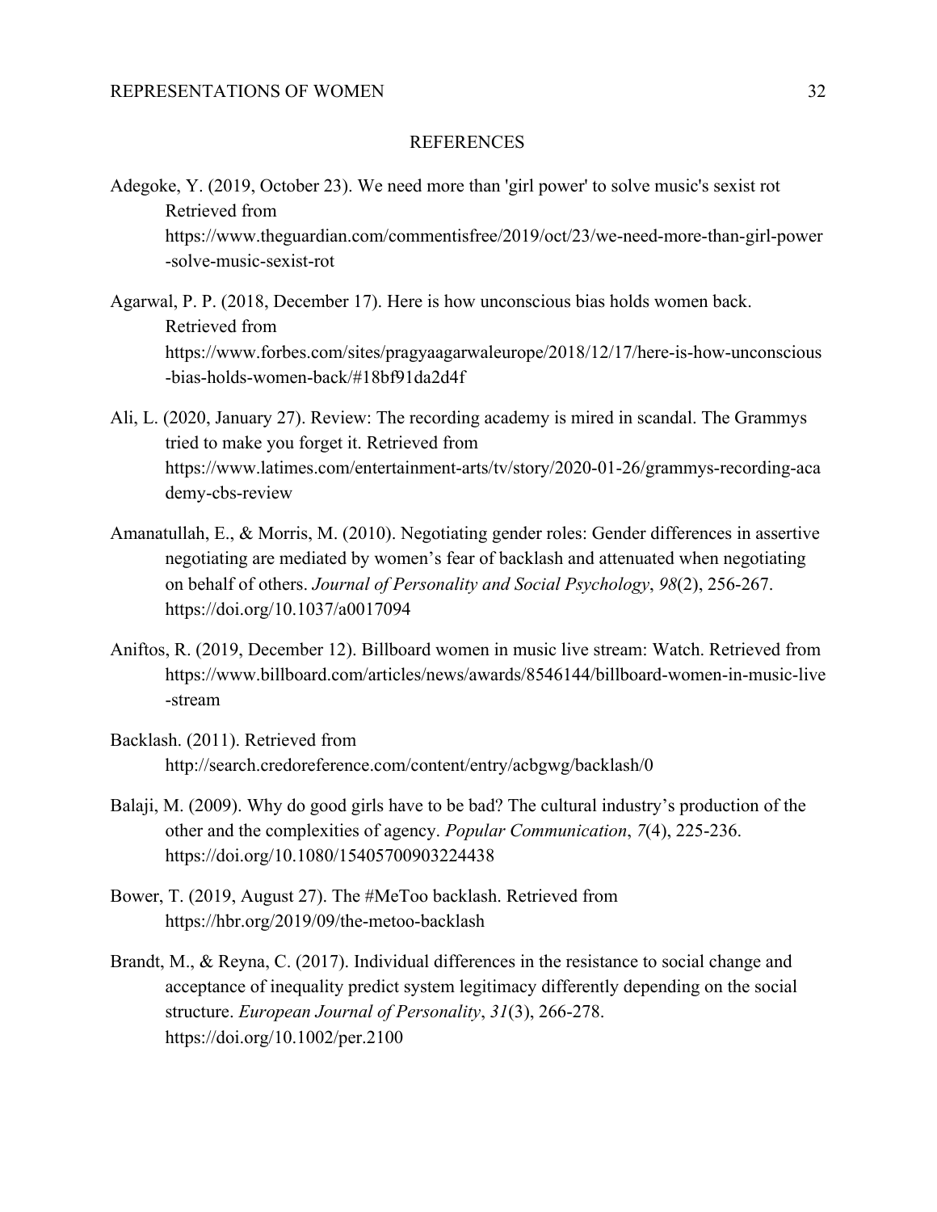# REFERENCES

Adegoke, Y. (2019, October 23). We need more than 'girl power' to solve music's sexist rot Retrieved from https://www.theguardian.com/commentisfree/2019/oct/23/we-need-more-than-girl-power-solve-music-sexist-rot

Agarwal, P. P. (2018, December 17). Here is how unconscious bias holds women back. Retrieved from https://www.forbes.com/sites/pragyaagarwaleurope/2018/12/17/here-is-how-unconscious-bias-holds-women-back/#18bf91da2d4f

Ali, L. (2020, January 27). Review: The recording academy is mired in scandal. The Grammys tried to make you forget it. Retrieved from https://www.latimes.com/entertainment-arts/tv/story/2020-01-26/grammys-recording-academy-cbs-review

Amanatullah, E., & Morris, M. (2010). Negotiating gender roles: Gender differences in assertive negotiating are mediated by women's fear of backlash and attenuated when negotiating on behalf of others. *Journal of Personality and Social Psychology*, *98*(2), 256-267. https://doi.org/10.1037/a0017094

Aniftos, R. (2019, December 12). Billboard women in music live stream: Watch. Retrieved from https://www.billboard.com/articles/news/awards/8546144/billboard-women-in-music-live-stream

Backlash. (2011). Retrieved from http://search.credoreference.com/content/entry/acbgwg/backlash/0

Balaji, M. (2009). Why do good girls have to be bad? The cultural industry's production of the other and the complexities of agency. *Popular Communication*, *7*(4), 225-236. https://doi.org/10.1080/15405700903224438

Bower, T. (2019, August 27). The #MeToo backlash. Retrieved from https://hbr.org/2019/09/the-metoo-backlash

Brandt, M., & Reyna, C. (2017). Individual differences in the resistance to social change and acceptance of inequality predict system legitimacy differently depending on the social structure. *European Journal of Personality*, *31*(3), 266-278. https://doi.org/10.1002/per.2100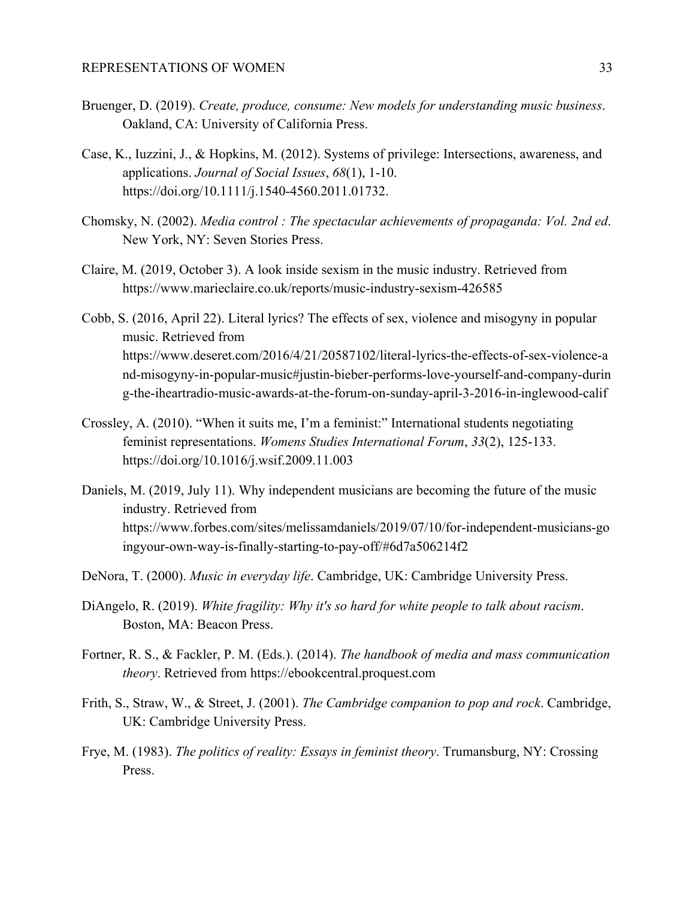Bruenger, D. (2019). *Create, produce, consume: New models for understanding music business*. Oakland, CA: University of California Press.

Case, K., Iuzzini, J., & Hopkins, M. (2012). Systems of privilege: Intersections, awareness, and applications. *Journal of Social Issues*, *68*(1), 1-10. https://doi.org/10.1111/j.1540-4560.2011.01732.

Chomsky, N. (2002). *Media control : The spectacular achievements of propaganda: Vol. 2nd ed*. New York, NY: Seven Stories Press.

Claire, M. (2019, October 3). A look inside sexism in the music industry. Retrieved from https://www.marieclaire.co.uk/reports/music-industry-sexism-426585

Cobb, S. (2016, April 22). Literal lyrics? The effects of sex, violence and misogyny in popular music. Retrieved from https://www.deseret.com/2016/4/21/20587102/literal-lyrics-the-effects-of-sex-violence-and-misogyny-in-popular-music#justin-bieber-performs-love-yourself-and-company-during-the-iheartradio-music-awards-at-the-forum-on-sunday-april-3-2016-in-inglewood-calif

Crossley, A. (2010). "When it suits me, I'm a feminist:" International students negotiating feminist representations. *Womens Studies International Forum*, *33*(2), 125-133. https://doi.org/10.1016/j.wsif.2009.11.003

Daniels, M. (2019, July 11). Why independent musicians are becoming the future of the music industry. Retrieved from https://www.forbes.com/sites/melissamdaniels/2019/07/10/for-independent-musicians-goingyour-own-way-is-finally-starting-to-pay-off/#6d7a506214f2

DeNora, T. (2000). *Music in everyday life*. Cambridge, UK: Cambridge University Press.

DiAngelo, R. (2019). *White fragility: Why it's so hard for white people to talk about racism*. Boston, MA: Beacon Press.

Fortner, R. S., & Fackler, P. M. (Eds.). (2014). *The handbook of media and mass communication theory*. Retrieved from https://ebookcentral.proquest.com

Frith, S., Straw, W., & Street, J. (2001). *The Cambridge companion to pop and rock*. Cambridge, UK: Cambridge University Press.

Frye, M. (1983). *The politics of reality: Essays in feminist theory*. Trumansburg, NY: Crossing Press.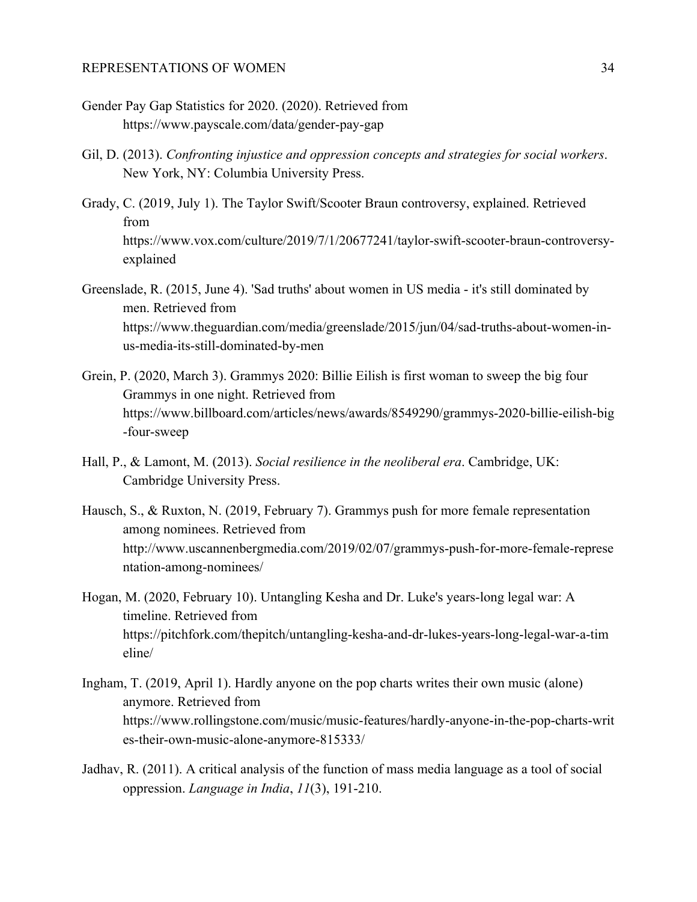Gender Pay Gap Statistics for 2020. (2020). Retrieved from https://www.payscale.com/data/gender-pay-gap

Gil, D. (2013). *Confronting injustice and oppression concepts and strategies for social workers*. New York, NY: Columbia University Press.

Grady, C. (2019, July 1). The Taylor Swift/Scooter Braun controversy, explained. Retrieved from https://www.vox.com/culture/2019/7/1/20677241/taylor-swift-scooter-braun-controversy-explained

Greenslade, R. (2015, June 4). 'Sad truths' about women in US media - it's still dominated by men. Retrieved from https://www.theguardian.com/media/greenslade/2015/jun/04/sad-truths-about-women-in-us-media-its-still-dominated-by-men

Grein, P. (2020, March 3). Grammys 2020: Billie Eilish is first woman to sweep the big four Grammys in one night. Retrieved from https://www.billboard.com/articles/news/awards/8549290/grammys-2020-billie-eilish-big-four-sweep

Hall, P., & Lamont, M. (2013). *Social resilience in the neoliberal era*. Cambridge, UK: Cambridge University Press.

Hausch, S., & Ruxton, N. (2019, February 7). Grammys push for more female representation among nominees. Retrieved from http://www.uscannenbergmedia.com/2019/02/07/grammys-push-for-more-female-representation-among-nominees/

Hogan, M. (2020, February 10). Untangling Kesha and Dr. Luke's years-long legal war: A timeline. Retrieved from https://pitchfork.com/thepitch/untangling-kesha-and-dr-lukes-years-long-legal-war-a-timeline/

Ingham, T. (2019, April 1). Hardly anyone on the pop charts writes their own music (alone) anymore. Retrieved from https://www.rollingstone.com/music/music-features/hardly-anyone-in-the-pop-charts-writes-their-own-music-alone-anymore-815333/

Jadhav, R. (2011). A critical analysis of the function of mass media language as a tool of social oppression. *Language in India*, *11*(3), 191-210.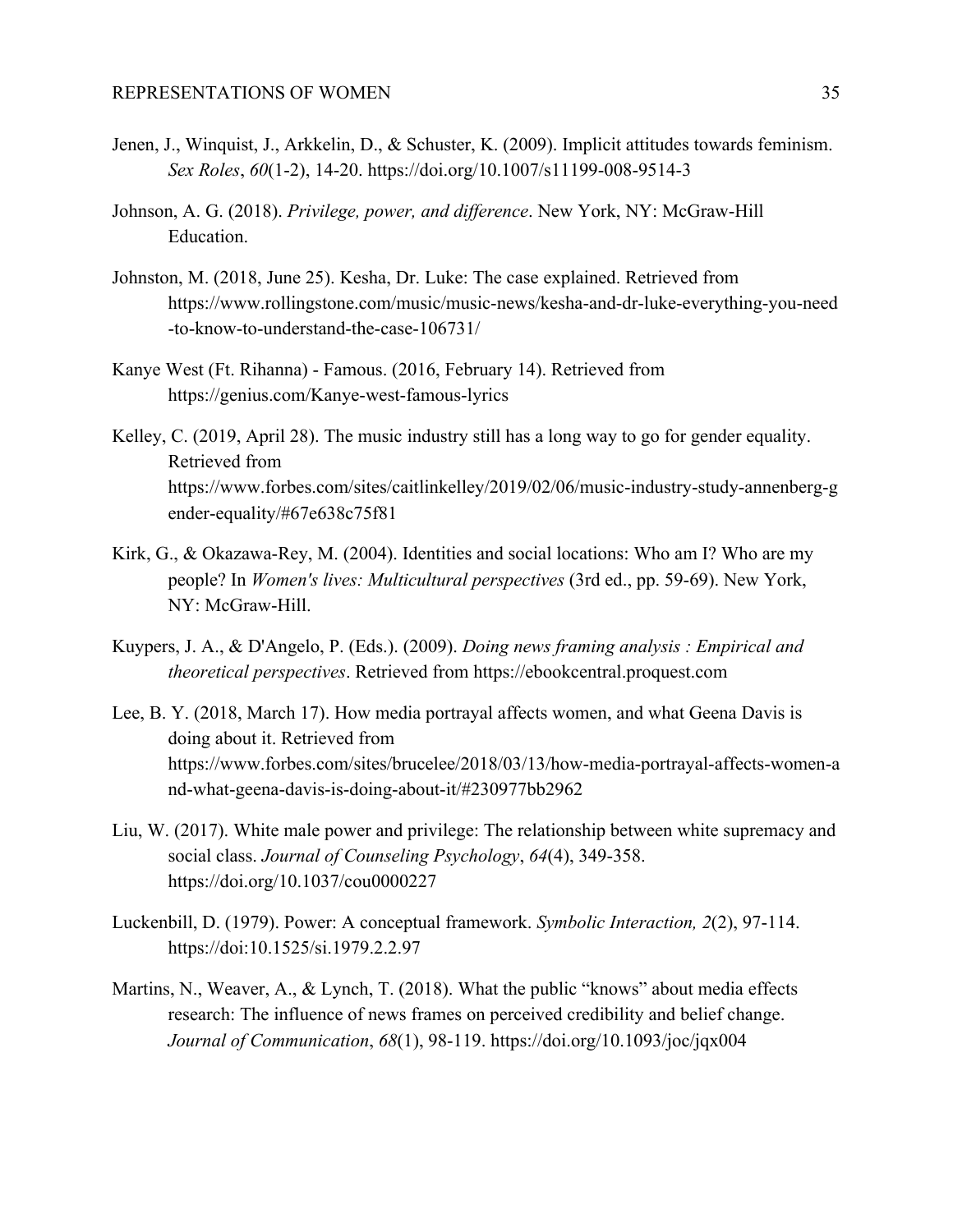Jenen, J., Winquist, J., Arkkelin, D., & Schuster, K. (2009). Implicit attitudes towards feminism. *Sex Roles*, *60*(1-2), 14-20. https://doi.org/10.1007/s11199-008-9514-3

Johnson, A. G. (2018). *Privilege, power, and difference*. New York, NY: McGraw-Hill Education.

Johnston, M. (2018, June 25). Kesha, Dr. Luke: The case explained. Retrieved from https://www.rollingstone.com/music/music-news/kesha-and-dr-luke-everything-you-need-to-know-to-understand-the-case-106731/

Kanye West (Ft. Rihanna) - Famous. (2016, February 14). Retrieved from https://genius.com/Kanye-west-famous-lyrics

Kelley, C. (2019, April 28). The music industry still has a long way to go for gender equality. Retrieved from https://www.forbes.com/sites/caitlinkelley/2019/02/06/music-industry-study-annenberg-gender-equality/#67e638c75f81

Kirk, G., & Okazawa-Rey, M. (2004). Identities and social locations: Who am I? Who are my people? In *Women's lives: Multicultural perspectives* (3rd ed., pp. 59-69). New York, NY: McGraw-Hill.

Kuypers, J. A., & D'Angelo, P. (Eds.). (2009). *Doing news framing analysis : Empirical and theoretical perspectives*. Retrieved from https://ebookcentral.proquest.com

Lee, B. Y. (2018, March 17). How media portrayal affects women, and what Geena Davis is doing about it. Retrieved from https://www.forbes.com/sites/brucelee/2018/03/13/how-media-portrayal-affects-women-and-what-geena-davis-is-doing-about-it/#230977bb2962

Liu, W. (2017). White male power and privilege: The relationship between white supremacy and social class. *Journal of Counseling Psychology*, *64*(4), 349-358. https://doi.org/10.1037/cou0000227

Luckenbill, D. (1979). Power: A conceptual framework. *Symbolic Interaction, 2*(2), 97-114. https://doi:10.1525/si.1979.2.2.97

Martins, N., Weaver, A., & Lynch, T. (2018). What the public "knows" about media effects research: The influence of news frames on perceived credibility and belief change. *Journal of Communication*, *68*(1), 98-119. https://doi.org/10.1093/joc/jqx004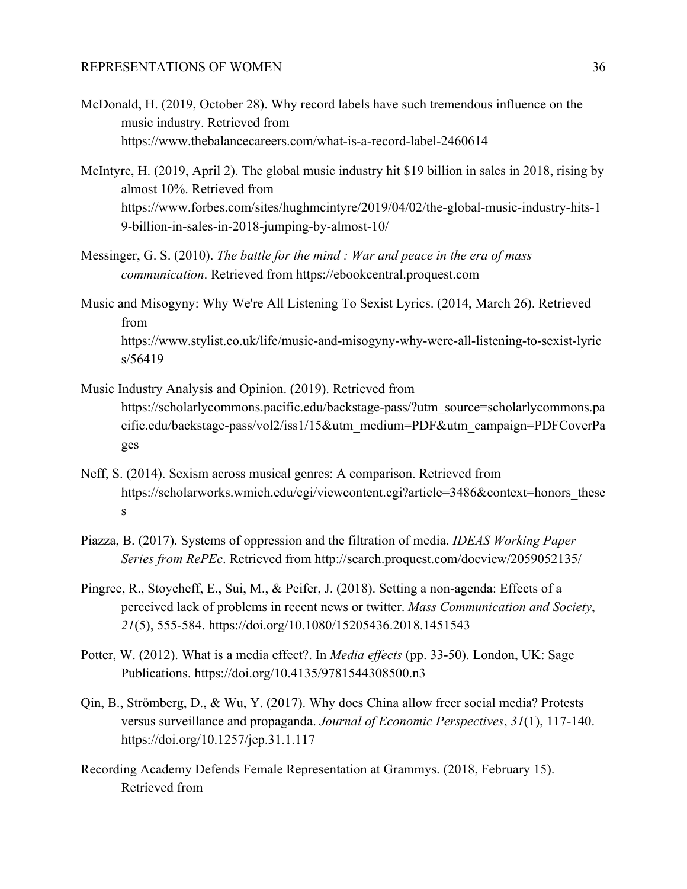McDonald, H. (2019, October 28). Why record labels have such tremendous influence on the music industry. Retrieved from https://www.thebalancecareers.com/what-is-a-record-label-2460614

McIntyre, H. (2019, April 2). The global music industry hit $19 billion in sales in 2018, rising by almost 10%. Retrieved from https://www.forbes.com/sites/hughmcintyre/2019/04/02/the-global-music-industry-hits-19-billion-in-sales-in-2018-jumping-by-almost-10/

Messinger, G. S. (2010). *The battle for the mind : War and peace in the era of mass communication*. Retrieved from https://ebookcentral.proquest.com

Music and Misogyny: Why We're All Listening To Sexist Lyrics. (2014, March 26). Retrieved from https://www.stylist.co.uk/life/music-and-misogyny-why-were-all-listening-to-sexist-lyrics/56419

Music Industry Analysis and Opinion. (2019). Retrieved from https://scholarlycommons.pacific.edu/backstage-pass/?utm_source=scholarlycommons.pacific.edu/backstage-pass/vol2/iss1/15&utm_medium=PDF&utm_campaign=PDFCoverPages

Neff, S. (2014). Sexism across musical genres: A comparison. Retrieved from https://scholarworks.wmich.edu/cgi/viewcontent.cgi?article=3486&context=honors_theses

Piazza, B. (2017). Systems of oppression and the filtration of media. *IDEAS Working Paper Series from RePEc*. Retrieved from http://search.proquest.com/docview/2059052135/

Pingree, R., Stoycheff, E., Sui, M., & Peifer, J. (2018). Setting a non-agenda: Effects of a perceived lack of problems in recent news or twitter. *Mass Communication and Society*, *21*(5), 555-584. https://doi.org/10.1080/15205436.2018.1451543

Potter, W. (2012). What is a media effect?. In *Media effects* (pp. 33-50). London, UK: Sage Publications. https://doi.org/10.4135/9781544308500.n3

Qin, B., Strömberg, D., & Wu, Y. (2017). Why does China allow freer social media? Protests versus surveillance and propaganda. *Journal of Economic Perspectives*, *31*(1), 117-140. https://doi.org/10.1257/jep.31.1.117

Recording Academy Defends Female Representation at Grammys. (2018, February 15). Retrieved from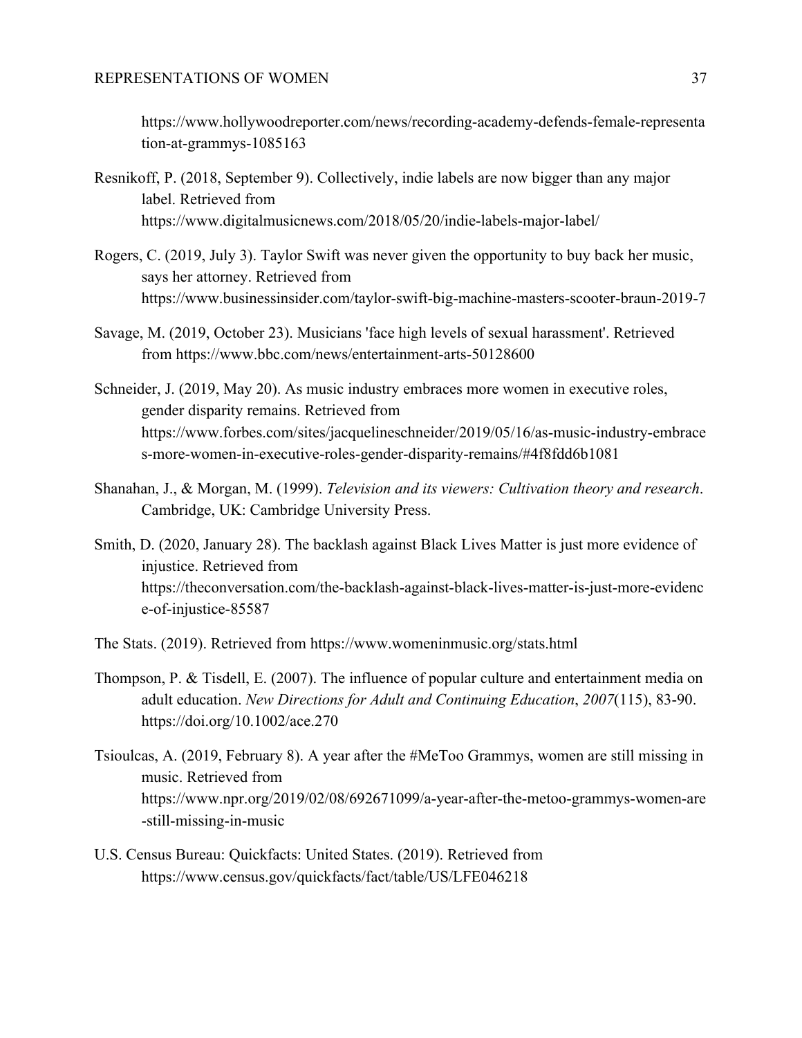https://www.hollywoodreporter.com/news/recording-academy-defends-female-representation-at-grammys-1085163

Resnikoff, P. (2018, September 9). Collectively, indie labels are now bigger than any major label. Retrieved from https://www.digitalmusicnews.com/2018/05/20/indie-labels-major-label/

Rogers, C. (2019, July 3). Taylor Swift was never given the opportunity to buy back her music, says her attorney. Retrieved from https://www.businessinsider.com/taylor-swift-big-machine-masters-scooter-braun-2019-7

Savage, M. (2019, October 23). Musicians 'face high levels of sexual harassment'. Retrieved from https://www.bbc.com/news/entertainment-arts-50128600

Schneider, J. (2019, May 20). As music industry embraces more women in executive roles, gender disparity remains. Retrieved from https://www.forbes.com/sites/jacquelineschneider/2019/05/16/as-music-industry-embraces-more-women-in-executive-roles-gender-disparity-remains/#4f8fdd6b1081

Shanahan, J., & Morgan, M. (1999). *Television and its viewers: Cultivation theory and research*. Cambridge, UK: Cambridge University Press.

Smith, D. (2020, January 28). The backlash against Black Lives Matter is just more evidence of injustice. Retrieved from https://theconversation.com/the-backlash-against-black-lives-matter-is-just-more-evidence-of-injustice-85587

The Stats. (2019). Retrieved from https://www.womeninmusic.org/stats.html

Thompson, P. & Tisdell, E. (2007). The influence of popular culture and entertainment media on adult education. *New Directions for Adult and Continuing Education*, *2007*(115), 83-90. https://doi.org/10.1002/ace.270

Tsioulcas, A. (2019, February 8). A year after the #MeToo Grammys, women are still missing in music. Retrieved from https://www.npr.org/2019/02/08/692671099/a-year-after-the-metoo-grammys-women-are-still-missing-in-music

U.S. Census Bureau: Quickfacts: United States. (2019). Retrieved from https://www.census.gov/quickfacts/fact/table/US/LFE046218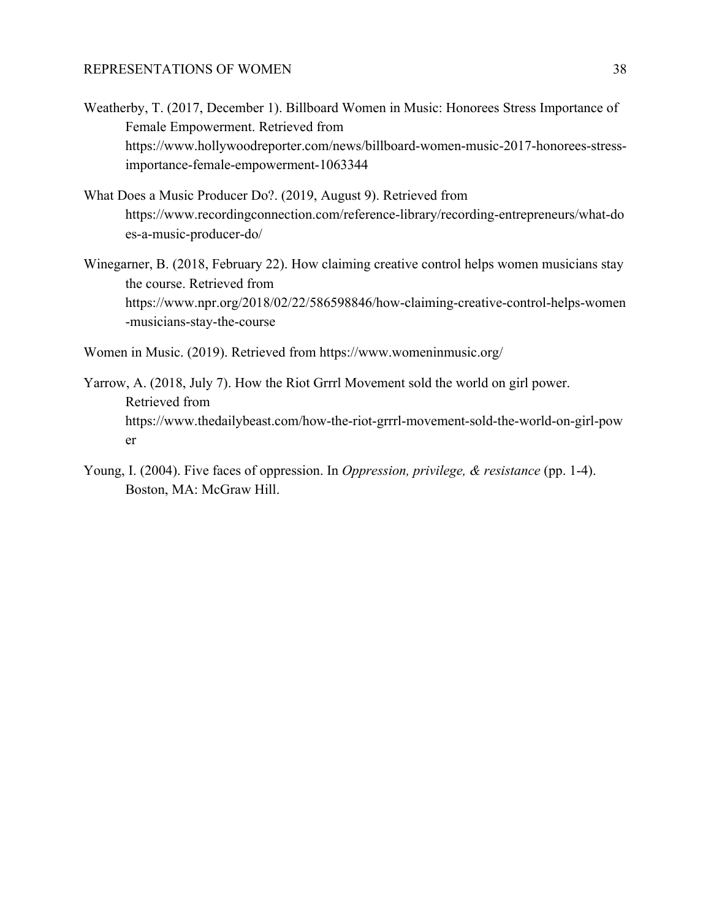Weatherby, T. (2017, December 1). Billboard Women in Music: Honorees Stress Importance of Female Empowerment. Retrieved from https://www.hollywoodreporter.com/news/billboard-women-music-2017-honorees-stress-importance-female-empowerment-1063344

What Does a Music Producer Do?. (2019, August 9). Retrieved from https://www.recordingconnection.com/reference-library/recording-entrepreneurs/what-does-a-music-producer-do/

Winegarner, B. (2018, February 22). How claiming creative control helps women musicians stay the course. Retrieved from https://www.npr.org/2018/02/22/586598846/how-claiming-creative-control-helps-women-musicians-stay-the-course

Women in Music. (2019). Retrieved from https://www.womeninmusic.org/

Yarrow, A. (2018, July 7). How the Riot Grrrl Movement sold the world on girl power. Retrieved from https://www.thedailybeast.com/how-the-riot-grrrl-movement-sold-the-world-on-girl-power

Young, I. (2004). Five faces of oppression. In *Oppression, privilege, & resistance* (pp. 1-4). Boston, MA: McGraw Hill.